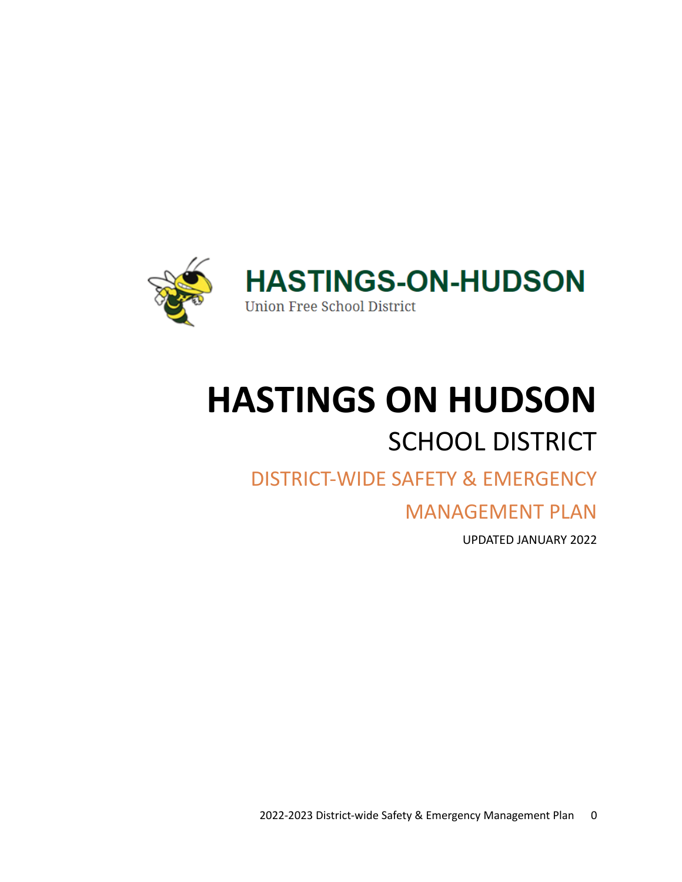**HASTINGS-ON-HUDSON**

Union Free School District

# HASTINGS ON HUDSON

## SCHOOL DISTRICT

## DISTRICT-WIDE SAFETY & EMERGENCY MANAGEMENT PLAN

UPDATED JANUARY 2022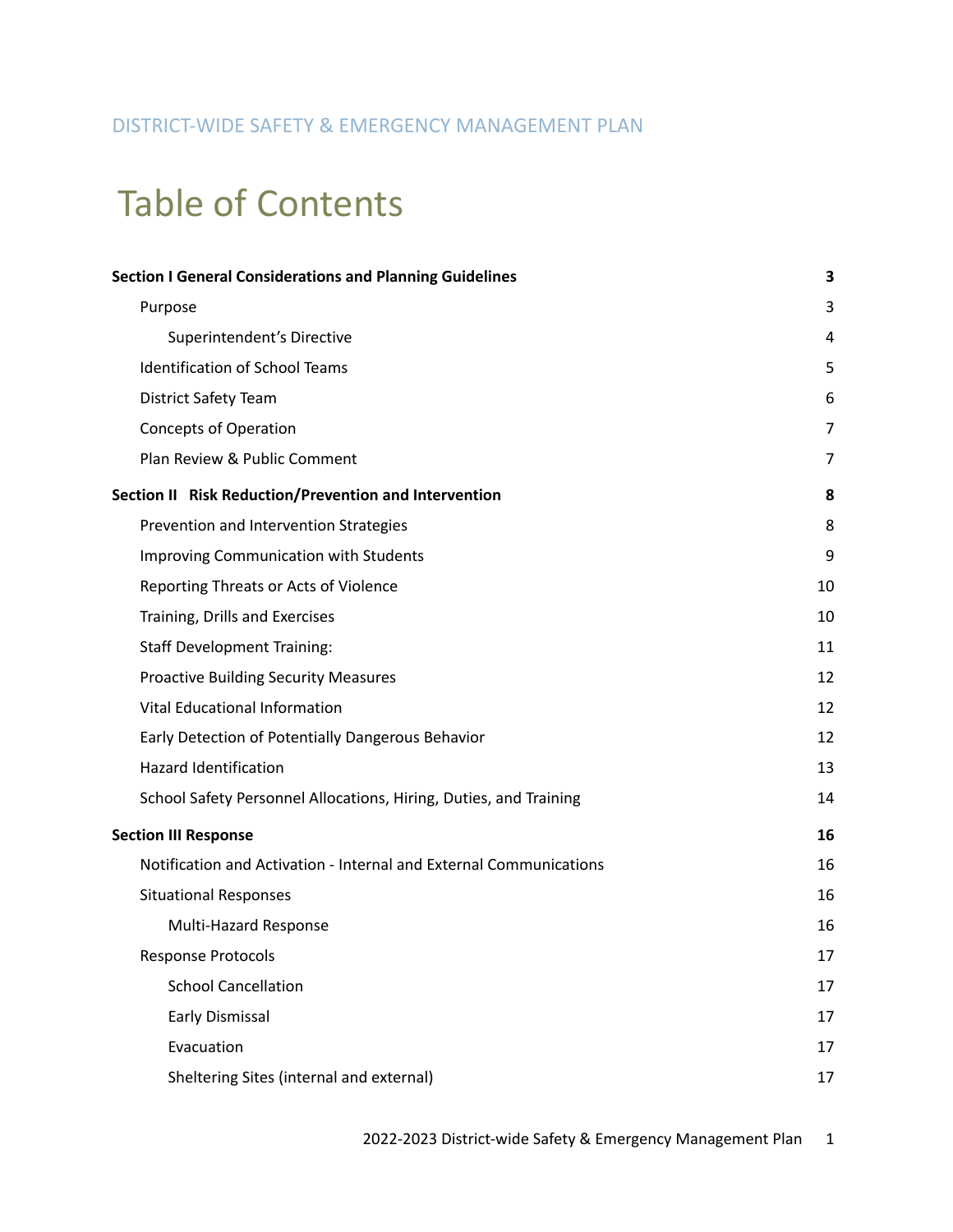DISTRICT-WIDE SAFETY & EMERGENCY MANAGEMENT PLAN

# Table of Contents

| | |
|---|---|
| **Section I General Considerations and Planning Guidelines** | **3** |
| Purpose | 3 |
| Superintendent's Directive | 4 |
| Identification of School Teams | 5 |
| District Safety Team | 6 |
| Concepts of Operation | 7 |
| Plan Review & Public Comment | 7 |
| **Section II Risk Reduction/Prevention and Intervention** | **8** |
| Prevention and Intervention Strategies | 8 |
| Improving Communication with Students | 9 |
| Reporting Threats or Acts of Violence | 10 |
| Training, Drills and Exercises | 10 |
| Staff Development Training: | 11 |
| Proactive Building Security Measures | 12 |
| Vital Educational Information | 12 |
| Early Detection of Potentially Dangerous Behavior | 12 |
| Hazard Identification | 13 |
| School Safety Personnel Allocations, Hiring, Duties, and Training | 14 |
| **Section III Response** | **16** |
| Notification and Activation - Internal and External Communications | 16 |
| Situational Responses | 16 |
| Multi-Hazard Response | 16 |
| Response Protocols | 17 |
| School Cancellation | 17 |
| Early Dismissal | 17 |
| Evacuation | 17 |
| Sheltering Sites (internal and external) | 17 |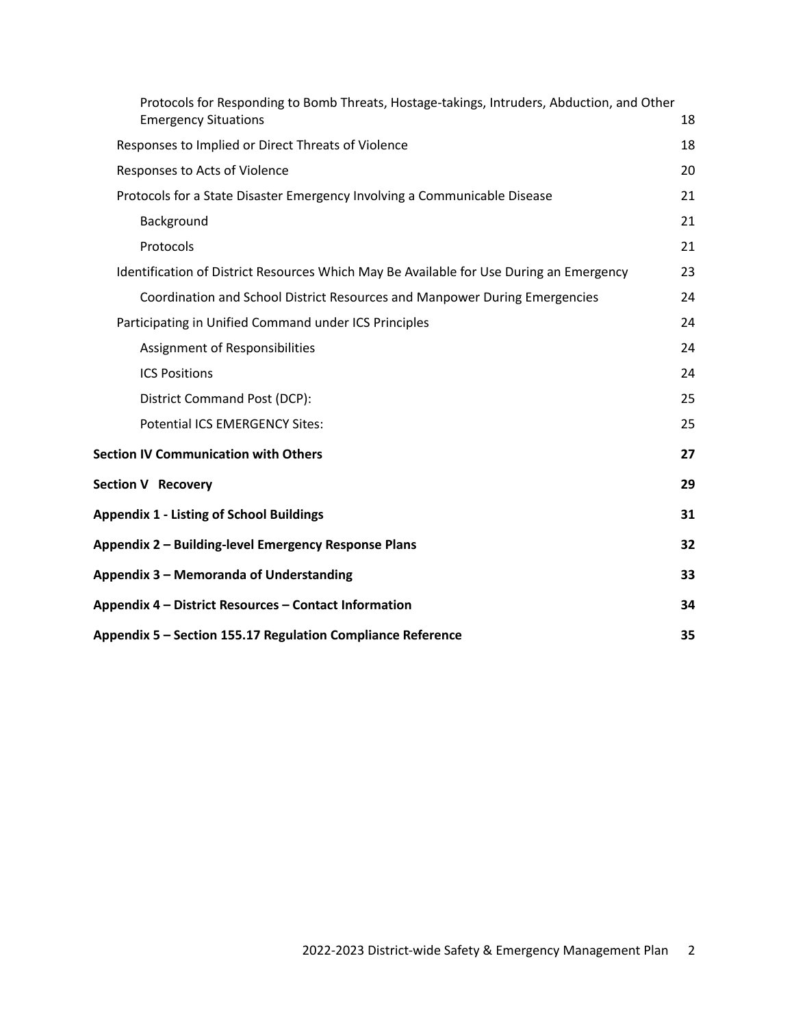Protocols for Responding to Bomb Threats, Hostage-takings, Intruders, Abduction, and Other Emergency Situations 18

Responses to Implied or Direct Threats of Violence 18

Responses to Acts of Violence 20

Protocols for a State Disaster Emergency Involving a Communicable Disease 21

Background 21

Protocols 21

Identification of District Resources Which May Be Available for Use During an Emergency 23

Coordination and School District Resources and Manpower During Emergencies 24

Participating in Unified Command under ICS Principles 24

Assignment of Responsibilities 24

ICS Positions 24

District Command Post (DCP): 25

Potential ICS EMERGENCY Sites: 25

**Section IV Communication with Others 27**

**Section V Recovery 29**

**Appendix 1 - Listing of School Buildings 31**

**Appendix 2 – Building-level Emergency Response Plans 32**

**Appendix 3 – Memoranda of Understanding 33**

**Appendix 4 – District Resources – Contact Information 34**

**Appendix 5 – Section 155.17 Regulation Compliance Reference 35**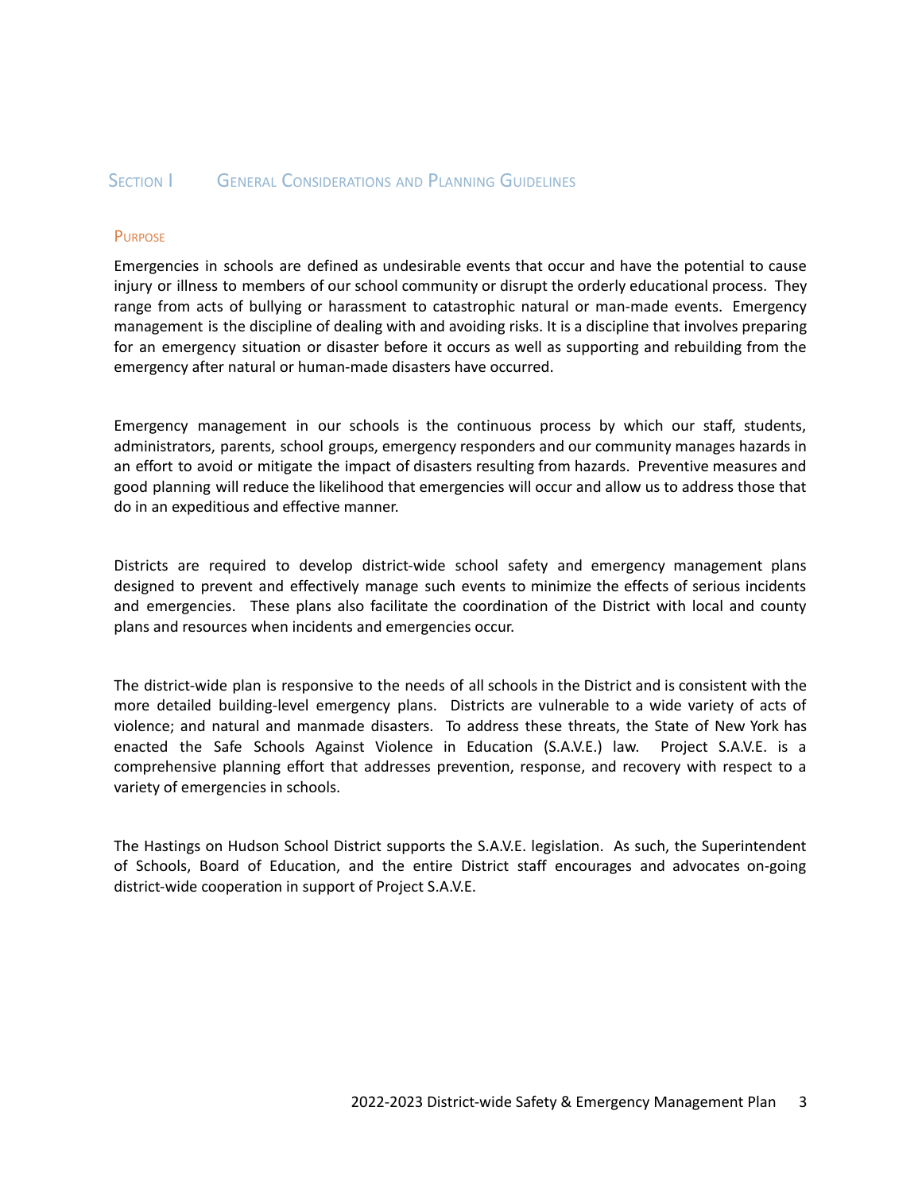## Section I General Considerations and Planning Guidelines

### Purpose

Emergencies in schools are defined as undesirable events that occur and have the potential to cause injury or illness to members of our school community or disrupt the orderly educational process. They range from acts of bullying or harassment to catastrophic natural or man-made events. Emergency management is the discipline of dealing with and avoiding risks. It is a discipline that involves preparing for an emergency situation or disaster before it occurs as well as supporting and rebuilding from the emergency after natural or human-made disasters have occurred.

Emergency management in our schools is the continuous process by which our staff, students, administrators, parents, school groups, emergency responders and our community manages hazards in an effort to avoid or mitigate the impact of disasters resulting from hazards. Preventive measures and good planning will reduce the likelihood that emergencies will occur and allow us to address those that do in an expeditious and effective manner.

Districts are required to develop district-wide school safety and emergency management plans designed to prevent and effectively manage such events to minimize the effects of serious incidents and emergencies. These plans also facilitate the coordination of the District with local and county plans and resources when incidents and emergencies occur.

The district-wide plan is responsive to the needs of all schools in the District and is consistent with the more detailed building-level emergency plans. Districts are vulnerable to a wide variety of acts of violence; and natural and manmade disasters. To address these threats, the State of New York has enacted the Safe Schools Against Violence in Education (S.A.V.E.) law. Project S.A.V.E. is a comprehensive planning effort that addresses prevention, response, and recovery with respect to a variety of emergencies in schools.

The Hastings on Hudson School District supports the S.A.V.E. legislation. As such, the Superintendent of Schools, Board of Education, and the entire District staff encourages and advocates on-going district-wide cooperation in support of Project S.A.V.E.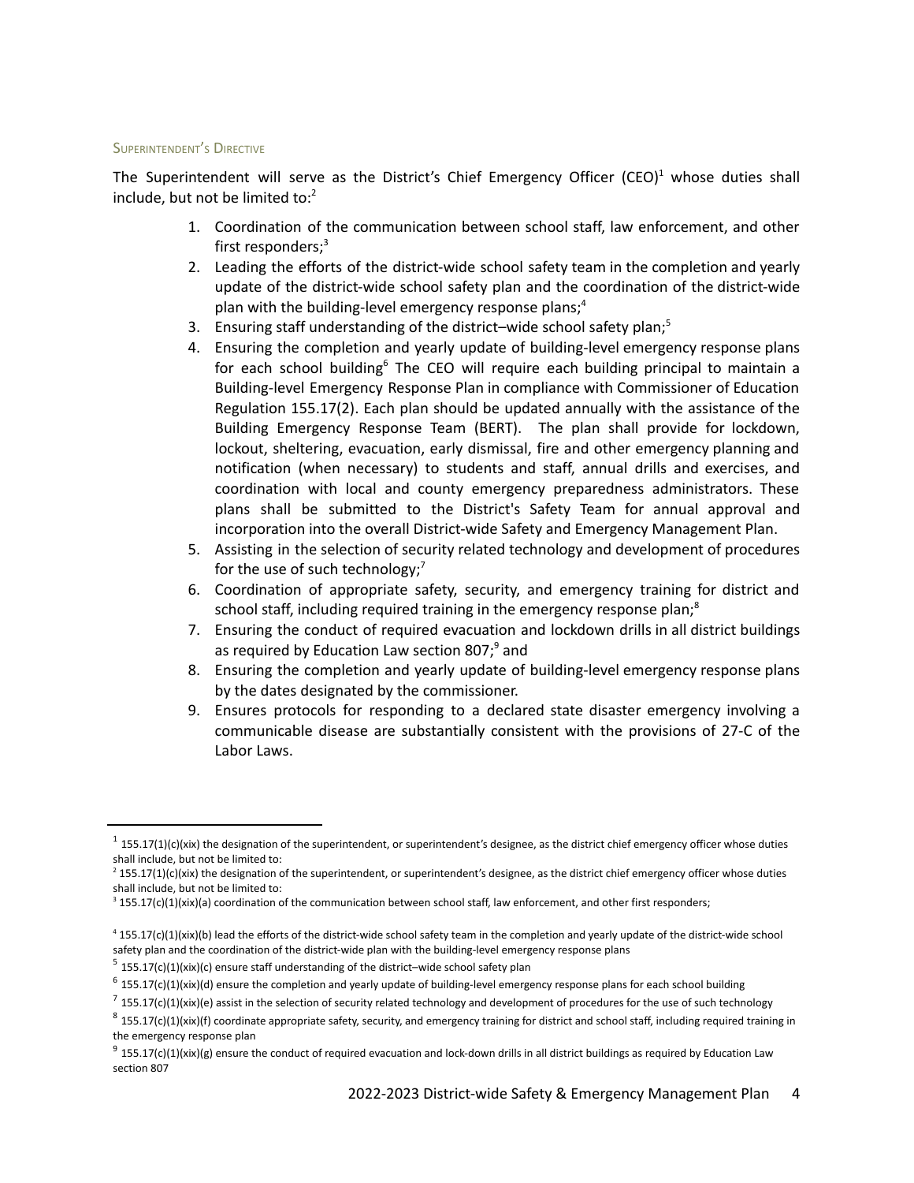### Superintendent's Directive

The Superintendent will serve as the District's Chief Emergency Officer (CEO)[1] whose duties shall include, but not be limited to:[2]

1. Coordination of the communication between school staff, law enforcement, and other first responders;[3]
2. Leading the efforts of the district-wide school safety team in the completion and yearly update of the district-wide school safety plan and the coordination of the district-wide plan with the building-level emergency response plans;[4]
3. Ensuring staff understanding of the district–wide school safety plan;[5]
4. Ensuring the completion and yearly update of building-level emergency response plans for each school building[6] The CEO will require each building principal to maintain a Building-level Emergency Response Plan in compliance with Commissioner of Education Regulation 155.17(2). Each plan should be updated annually with the assistance of the Building Emergency Response Team (BERT). The plan shall provide for lockdown, lockout, sheltering, evacuation, early dismissal, fire and other emergency planning and notification (when necessary) to students and staff, annual drills and exercises, and coordination with local and county emergency preparedness administrators. These plans shall be submitted to the District's Safety Team for annual approval and incorporation into the overall District-wide Safety and Emergency Management Plan.
5. Assisting in the selection of security related technology and development of procedures for the use of such technology;[7]
6. Coordination of appropriate safety, security, and emergency training for district and school staff, including required training in the emergency response plan;[8]
7. Ensuring the conduct of required evacuation and lockdown drills in all district buildings as required by Education Law section 807;[9] and
8. Ensuring the completion and yearly update of building-level emergency response plans by the dates designated by the commissioner.
9. Ensures protocols for responding to a declared state disaster emergency involving a communicable disease are substantially consistent with the provisions of 27-C of the Labor Laws.

---

[1] 155.17(1)(c)(xix) the designation of the superintendent, or superintendent's designee, as the district chief emergency officer whose duties shall include, but not be limited to:

[2] 155.17(1)(c)(xix) the designation of the superintendent, or superintendent's designee, as the district chief emergency officer whose duties shall include, but not be limited to:

[3] 155.17(c)(1)(xix)(a) coordination of the communication between school staff, law enforcement, and other first responders;

[4] 155.17(c)(1)(xix)(b) lead the efforts of the district-wide school safety team in the completion and yearly update of the district-wide school safety plan and the coordination of the district-wide plan with the building-level emergency response plans

[5] 155.17(c)(1)(xix)(c) ensure staff understanding of the district–wide school safety plan

[6] 155.17(c)(1)(xix)(d) ensure the completion and yearly update of building-level emergency response plans for each school building

[7] 155.17(c)(1)(xix)(e) assist in the selection of security related technology and development of procedures for the use of such technology

[8] 155.17(c)(1)(xix)(f) coordinate appropriate safety, security, and emergency training for district and school staff, including required training in the emergency response plan

[9] 155.17(c)(1)(xix)(g) ensure the conduct of required evacuation and lock-down drills in all district buildings as required by Education Law section 807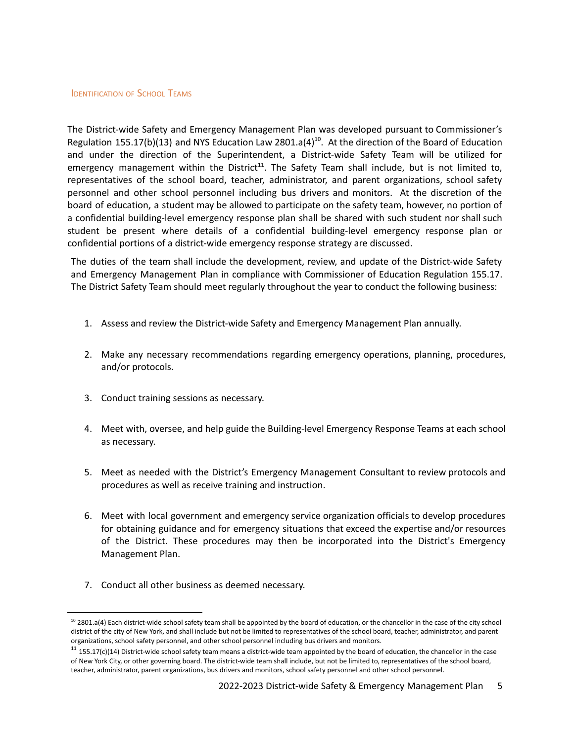## Identification of School Teams

The District-wide Safety and Emergency Management Plan was developed pursuant to Commissioner's Regulation 155.17(b)(13) and NYS Education Law 2801.a(4)[10]. At the direction of the Board of Education and under the direction of the Superintendent, a District-wide Safety Team will be utilized for emergency management within the District[11]. The Safety Team shall include, but is not limited to, representatives of the school board, teacher, administrator, and parent organizations, school safety personnel and other school personnel including bus drivers and monitors. At the discretion of the board of education, a student may be allowed to participate on the safety team, however, no portion of a confidential building-level emergency response plan shall be shared with such student nor shall such student be present where details of a confidential building-level emergency response plan or confidential portions of a district-wide emergency response strategy are discussed.

The duties of the team shall include the development, review, and update of the District-wide Safety and Emergency Management Plan in compliance with Commissioner of Education Regulation 155.17. The District Safety Team should meet regularly throughout the year to conduct the following business:

1. Assess and review the District-wide Safety and Emergency Management Plan annually.

2. Make any necessary recommendations regarding emergency operations, planning, procedures, and/or protocols.

3. Conduct training sessions as necessary.

4. Meet with, oversee, and help guide the Building-level Emergency Response Teams at each school as necessary.

5. Meet as needed with the District's Emergency Management Consultant to review protocols and procedures as well as receive training and instruction.

6. Meet with local government and emergency service organization officials to develop procedures for obtaining guidance and for emergency situations that exceed the expertise and/or resources of the District. These procedures may then be incorporated into the District's Emergency Management Plan.

7. Conduct all other business as deemed necessary.

---

[10] 2801.a(4) Each district-wide school safety team shall be appointed by the board of education, or the chancellor in the case of the city school district of the city of New York, and shall include but not be limited to representatives of the school board, teacher, administrator, and parent organizations, school safety personnel, and other school personnel including bus drivers and monitors.

[11] 155.17(c)(14) District-wide school safety team means a district-wide team appointed by the board of education, the chancellor in the case of New York City, or other governing board. The district-wide team shall include, but not be limited to, representatives of the school board, teacher, administrator, parent organizations, bus drivers and monitors, school safety personnel and other school personnel.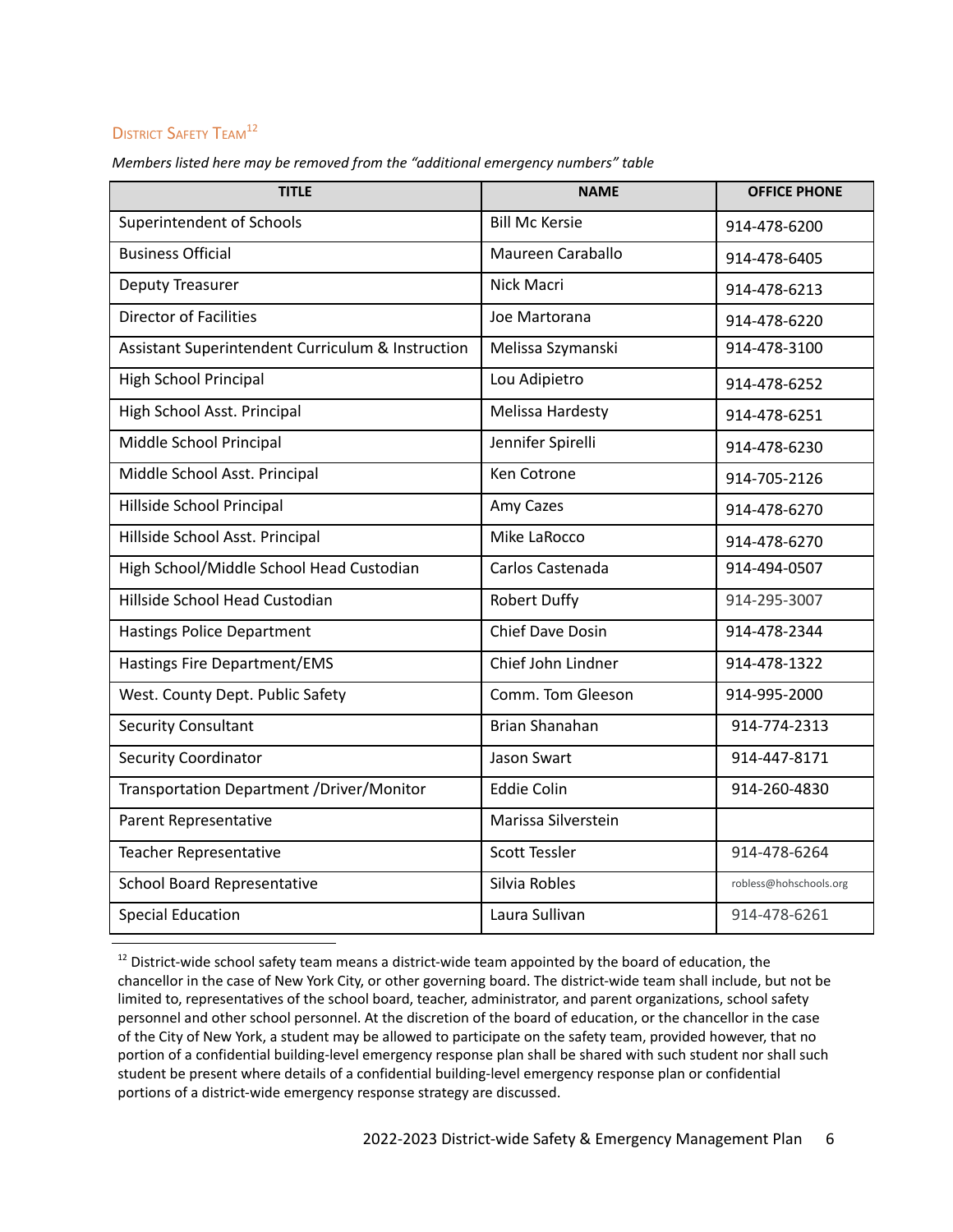## District Safety Team[12]

*Members listed here may be removed from the "additional emergency numbers" table*

| TITLE | NAME | OFFICE PHONE |
|---|---|---|
| Superintendent of Schools | Bill Mc Kersie | 914-478-6200 |
| Business Official | Maureen Caraballo | 914-478-6405 |
| Deputy Treasurer | Nick Macri | 914-478-6213 |
| Director of Facilities | Joe Martorana | 914-478-6220 |
| Assistant Superintendent Curriculum & Instruction | Melissa Szymanski | 914-478-3100 |
| High School Principal | Lou Adipietro | 914-478-6252 |
| High School Asst. Principal | Melissa Hardesty | 914-478-6251 |
| Middle School Principal | Jennifer Spirelli | 914-478-6230 |
| Middle School Asst. Principal | Ken Cotrone | 914-705-2126 |
| Hillside School Principal | Amy Cazes | 914-478-6270 |
| Hillside School Asst. Principal | Mike LaRocco | 914-478-6270 |
| High School/Middle School Head Custodian | Carlos Castenada | 914-494-0507 |
| Hillside School Head Custodian | Robert Duffy | 914-295-3007 |
| Hastings Police Department | Chief Dave Dosin | 914-478-2344 |
| Hastings Fire Department/EMS | Chief John Lindner | 914-478-1322 |
| West. County Dept. Public Safety | Comm. Tom Gleeson | 914-995-2000 |
| Security Consultant | Brian Shanahan | 914-774-2313 |
| Security Coordinator | Jason Swart | 914-447-8171 |
| Transportation Department /Driver/Monitor | Eddie Colin | 914-260-4830 |
| Parent Representative | Marissa Silverstein | |
| Teacher Representative | Scott Tessler | 914-478-6264 |
| School Board Representative | Silvia Robles | robless@hohschools.org |
| Special Education | Laura Sullivan | 914-478-6261 |

[12] District-wide school safety team means a district-wide team appointed by the board of education, the chancellor in the case of New York City, or other governing board. The district-wide team shall include, but not be limited to, representatives of the school board, teacher, administrator, and parent organizations, school safety personnel and other school personnel. At the discretion of the board of education, or the chancellor in the case of the City of New York, a student may be allowed to participate on the safety team, provided however, that no portion of a confidential building-level emergency response plan shall be shared with such student nor shall such student be present where details of a confidential building-level emergency response plan or confidential portions of a district-wide emergency response strategy are discussed.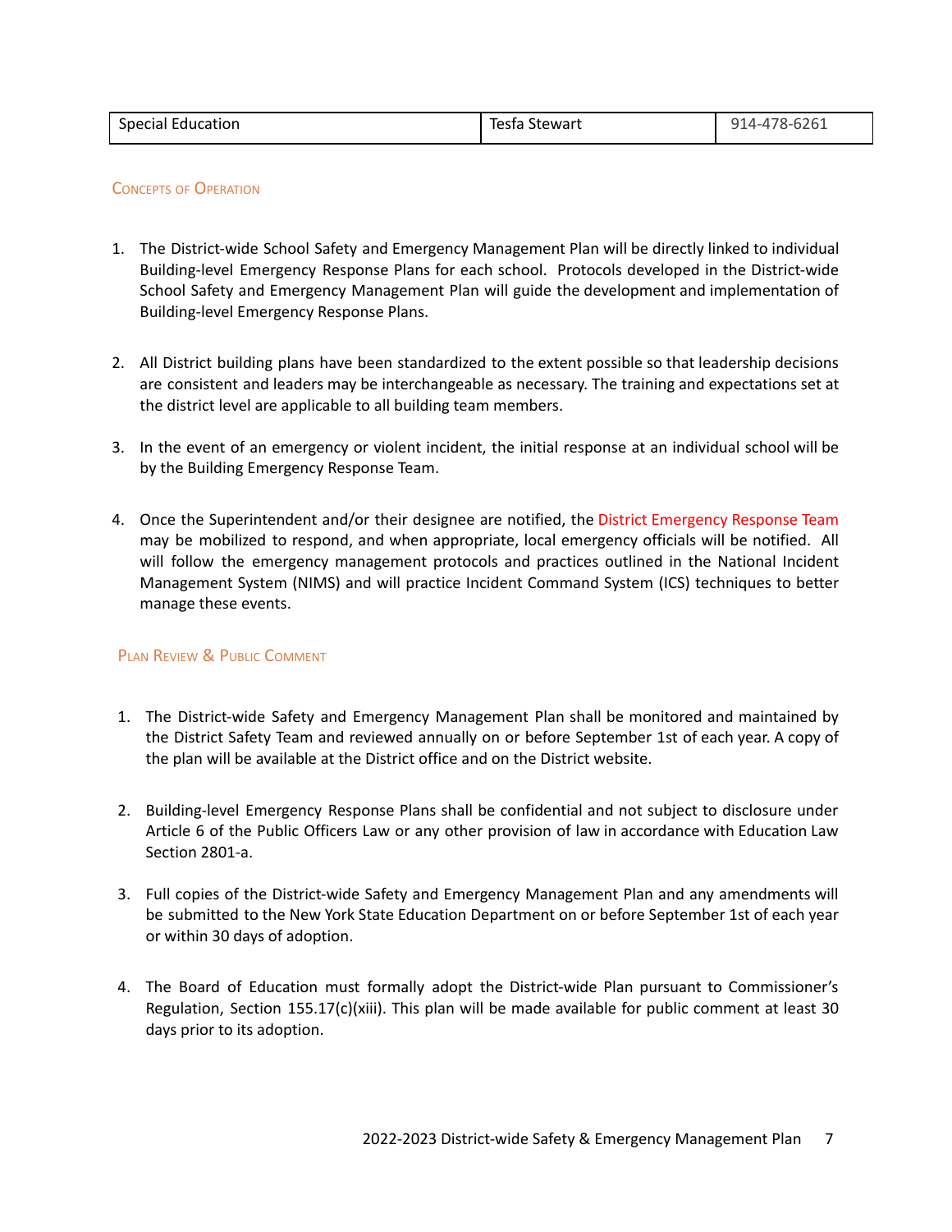| Special Education | Tesfa Stewart | 914-478-6261 |
| --- | --- | --- |

## Concepts of Operation

1. The District-wide School Safety and Emergency Management Plan will be directly linked to individual Building-level Emergency Response Plans for each school. Protocols developed in the District-wide School Safety and Emergency Management Plan will guide the development and implementation of Building-level Emergency Response Plans.

2. All District building plans have been standardized to the extent possible so that leadership decisions are consistent and leaders may be interchangeable as necessary. The training and expectations set at the district level are applicable to all building team members.

3. In the event of an emergency or violent incident, the initial response at an individual school will be by the Building Emergency Response Team.

4. Once the Superintendent and/or their designee are notified, the District Emergency Response Team may be mobilized to respond, and when appropriate, local emergency officials will be notified. All will follow the emergency management protocols and practices outlined in the National Incident Management System (NIMS) and will practice Incident Command System (ICS) techniques to better manage these events.

## Plan Review & Public Comment

1. The District-wide Safety and Emergency Management Plan shall be monitored and maintained by the District Safety Team and reviewed annually on or before September 1st of each year. A copy of the plan will be available at the District office and on the District website.

2. Building-level Emergency Response Plans shall be confidential and not subject to disclosure under Article 6 of the Public Officers Law or any other provision of law in accordance with Education Law Section 2801-a.

3. Full copies of the District-wide Safety and Emergency Management Plan and any amendments will be submitted to the New York State Education Department on or before September 1st of each year or within 30 days of adoption.

4. The Board of Education must formally adopt the District-wide Plan pursuant to Commissioner's Regulation, Section 155.17(c)(xiii). This plan will be made available for public comment at least 30 days prior to its adoption.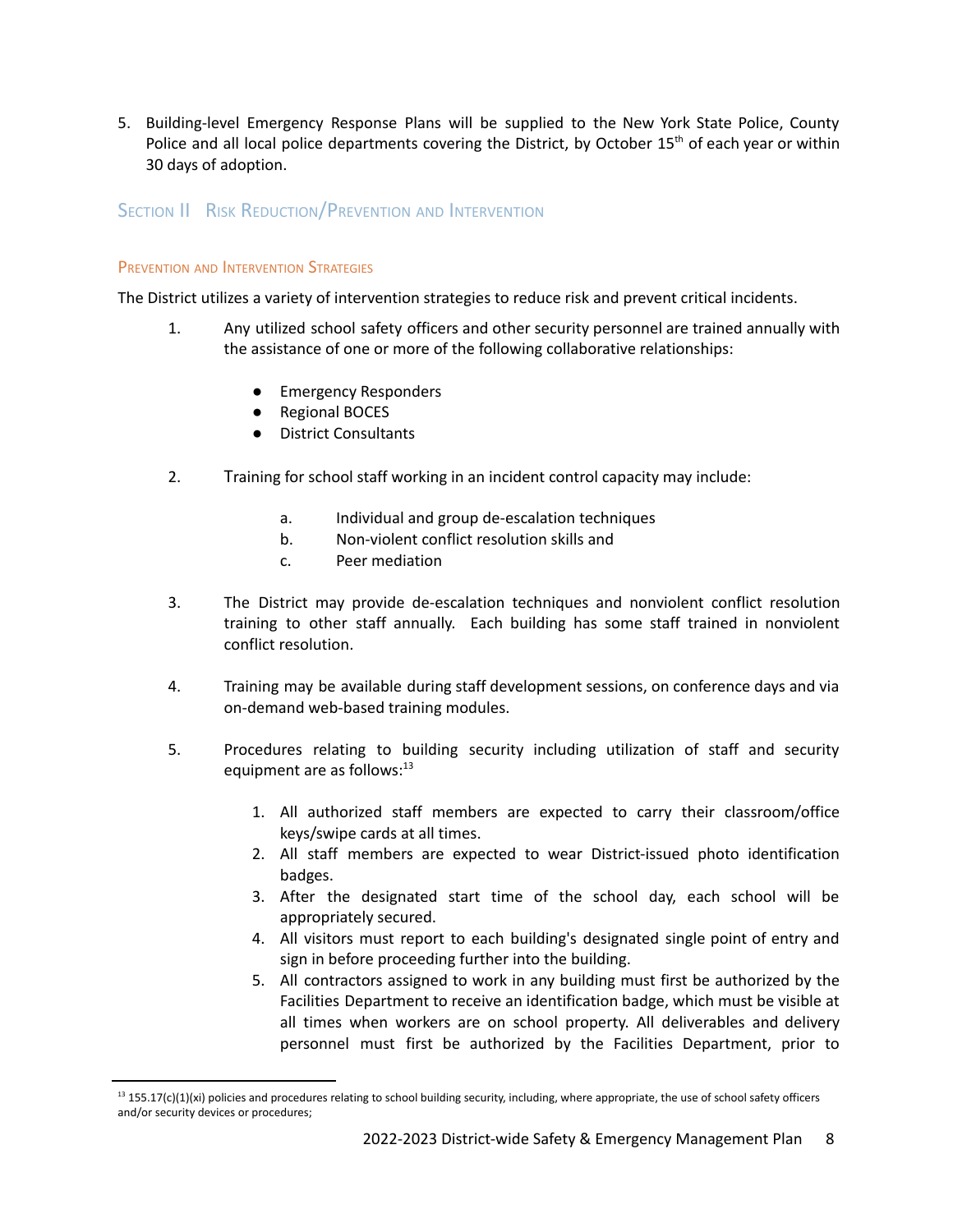5. Building-level Emergency Response Plans will be supplied to the New York State Police, County Police and all local police departments covering the District, by October 15th of each year or within 30 days of adoption.

## Section II Risk Reduction/Prevention and Intervention

### Prevention and Intervention Strategies

The District utilizes a variety of intervention strategies to reduce risk and prevent critical incidents.

1. Any utilized school safety officers and other security personnel are trained annually with the assistance of one or more of the following collaborative relationships:

   - Emergency Responders
   - Regional BOCES
   - District Consultants

2. Training for school staff working in an incident control capacity may include:

   a. Individual and group de-escalation techniques
   b. Non-violent conflict resolution skills and
   c. Peer mediation

3. The District may provide de-escalation techniques and nonviolent conflict resolution training to other staff annually. Each building has some staff trained in nonviolent conflict resolution.

4. Training may be available during staff development sessions, on conference days and via on-demand web-based training modules.

5. Procedures relating to building security including utilization of staff and security equipment are as follows:[13]

   1. All authorized staff members are expected to carry their classroom/office keys/swipe cards at all times.
   2. All staff members are expected to wear District-issued photo identification badges.
   3. After the designated start time of the school day, each school will be appropriately secured.
   4. All visitors must report to each building's designated single point of entry and sign in before proceeding further into the building.
   5. All contractors assigned to work in any building must first be authorized by the Facilities Department to receive an identification badge, which must be visible at all times when workers are on school property. All deliverables and delivery personnel must first be authorized by the Facilities Department, prior to

---

[13] 155.17(c)(1)(xi) policies and procedures relating to school building security, including, where appropriate, the use of school safety officers and/or security devices or procedures;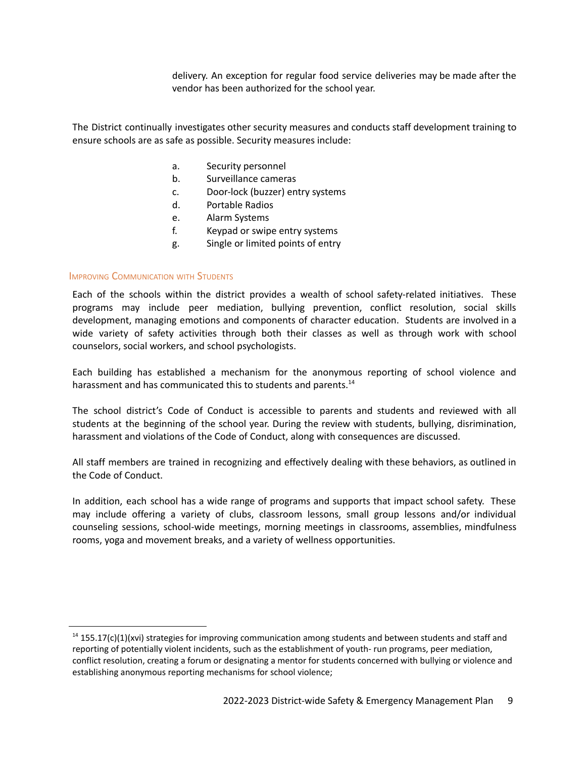delivery. An exception for regular food service deliveries may be made after the vendor has been authorized for the school year.

The District continually investigates other security measures and conducts staff development training to ensure schools are as safe as possible. Security measures include:

a. Security personnel
b. Surveillance cameras
c. Door-lock (buzzer) entry systems
d. Portable Radios
e. Alarm Systems
f. Keypad or swipe entry systems
g. Single or limited points of entry

### Improving Communication with Students

Each of the schools within the district provides a wealth of school safety-related initiatives. These programs may include peer mediation, bullying prevention, conflict resolution, social skills development, managing emotions and components of character education. Students are involved in a wide variety of safety activities through both their classes as well as through work with school counselors, social workers, and school psychologists.

Each building has established a mechanism for the anonymous reporting of school violence and harassment and has communicated this to students and parents.[14]

The school district's Code of Conduct is accessible to parents and students and reviewed with all students at the beginning of the school year. During the review with students, bullying, disrimination, harassment and violations of the Code of Conduct, along with consequences are discussed.

All staff members are trained in recognizing and effectively dealing with these behaviors, as outlined in the Code of Conduct.

In addition, each school has a wide range of programs and supports that impact school safety. These may include offering a variety of clubs, classroom lessons, small group lessons and/or individual counseling sessions, school-wide meetings, morning meetings in classrooms, assemblies, mindfulness rooms, yoga and movement breaks, and a variety of wellness opportunities.

---

[14] 155.17(c)(1)(xvi) strategies for improving communication among students and between students and staff and reporting of potentially violent incidents, such as the establishment of youth- run programs, peer mediation, conflict resolution, creating a forum or designating a mentor for students concerned with bullying or violence and establishing anonymous reporting mechanisms for school violence;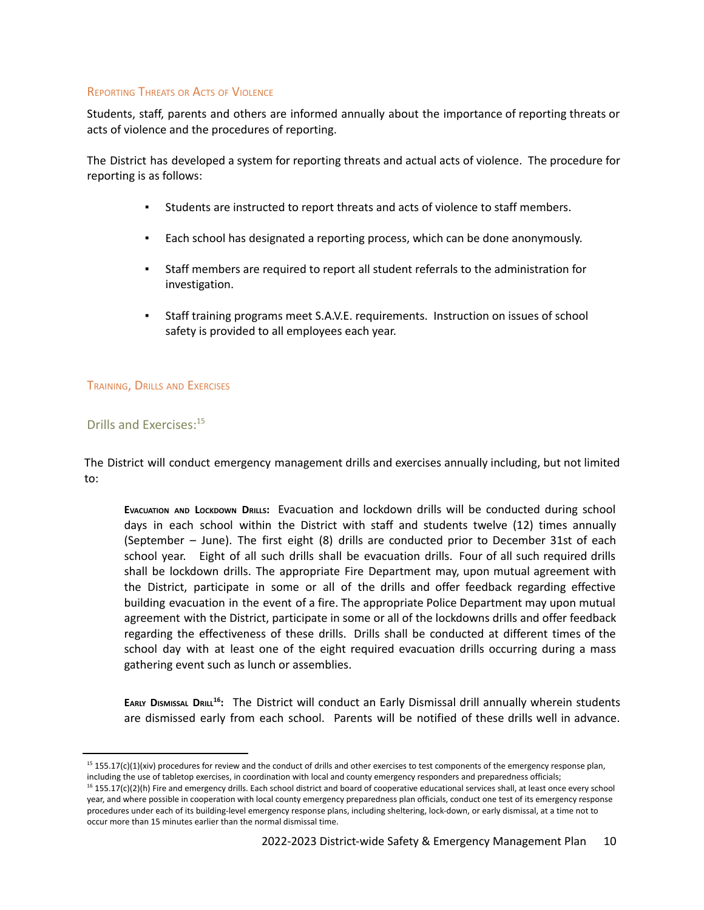### Reporting Threats or Acts of Violence

Students, staff, parents and others are informed annually about the importance of reporting threats or acts of violence and the procedures of reporting.

The District has developed a system for reporting threats and actual acts of violence. The procedure for reporting is as follows:

- Students are instructed to report threats and acts of violence to staff members.
- Each school has designated a reporting process, which can be done anonymously.
- Staff members are required to report all student referrals to the administration for investigation.
- Staff training programs meet S.A.V.E. requirements. Instruction on issues of school safety is provided to all employees each year.

### Training, Drills and Exercises

#### Drills and Exercises:[15]

The District will conduct emergency management drills and exercises annually including, but not limited to:

**Evacuation and Lockdown Drills:** Evacuation and lockdown drills will be conducted during school days in each school within the District with staff and students twelve (12) times annually (September – June). The first eight (8) drills are conducted prior to December 31st of each school year. Eight of all such drills shall be evacuation drills. Four of all such required drills shall be lockdown drills. The appropriate Fire Department may, upon mutual agreement with the District, participate in some or all of the drills and offer feedback regarding effective building evacuation in the event of a fire. The appropriate Police Department may upon mutual agreement with the District, participate in some or all of the lockdowns drills and offer feedback regarding the effectiveness of these drills. Drills shall be conducted at different times of the school day with at least one of the eight required evacuation drills occurring during a mass gathering event such as lunch or assemblies.

**Early Dismissal Drill[16]:** The District will conduct an Early Dismissal drill annually wherein students are dismissed early from each school. Parents will be notified of these drills well in advance.

---

[15] 155.17(c)(1)(xiv) procedures for review and the conduct of drills and other exercises to test components of the emergency response plan, including the use of tabletop exercises, in coordination with local and county emergency responders and preparedness officials;

[16] 155.17(c)(2)(h) Fire and emergency drills. Each school district and board of cooperative educational services shall, at least once every school year, and where possible in cooperation with local county emergency preparedness plan officials, conduct one test of its emergency response procedures under each of its building-level emergency response plans, including sheltering, lock-down, or early dismissal, at a time not to occur more than 15 minutes earlier than the normal dismissal time.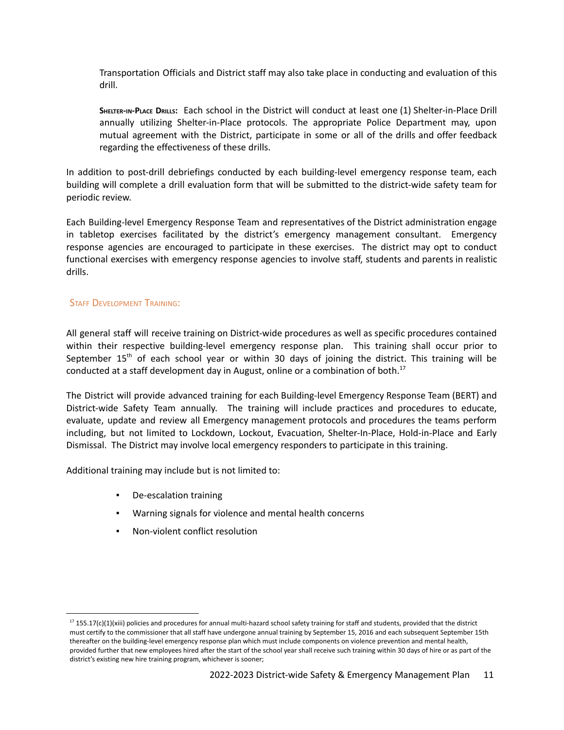Transportation Officials and District staff may also take place in conducting and evaluation of this drill.

**Shelter-in-Place Drills:** Each school in the District will conduct at least one (1) Shelter-in-Place Drill annually utilizing Shelter-in-Place protocols. The appropriate Police Department may, upon mutual agreement with the District, participate in some or all of the drills and offer feedback regarding the effectiveness of these drills.

In addition to post-drill debriefings conducted by each building-level emergency response team, each building will complete a drill evaluation form that will be submitted to the district-wide safety team for periodic review.

Each Building-level Emergency Response Team and representatives of the District administration engage in tabletop exercises facilitated by the district's emergency management consultant. Emergency response agencies are encouraged to participate in these exercises. The district may opt to conduct functional exercises with emergency response agencies to involve staff, students and parents in realistic drills.

## Staff Development Training:

All general staff will receive training on District-wide procedures as well as specific procedures contained within their respective building-level emergency response plan. This training shall occur prior to September 15th of each school year or within 30 days of joining the district. This training will be conducted at a staff development day in August, online or a combination of both.[17]

The District will provide advanced training for each Building-level Emergency Response Team (BERT) and District-wide Safety Team annually. The training will include practices and procedures to educate, evaluate, update and review all Emergency management protocols and procedures the teams perform including, but not limited to Lockdown, Lockout, Evacuation, Shelter-In-Place, Hold-in-Place and Early Dismissal. The District may involve local emergency responders to participate in this training.

Additional training may include but is not limited to:

- De-escalation training
- Warning signals for violence and mental health concerns
- Non-violent conflict resolution

---

[17] 155.17(c)(1)(xiii) policies and procedures for annual multi-hazard school safety training for staff and students, provided that the district must certify to the commissioner that all staff have undergone annual training by September 15, 2016 and each subsequent September 15th thereafter on the building-level emergency response plan which must include components on violence prevention and mental health, provided further that new employees hired after the start of the school year shall receive such training within 30 days of hire or as part of the district's existing new hire training program, whichever is sooner;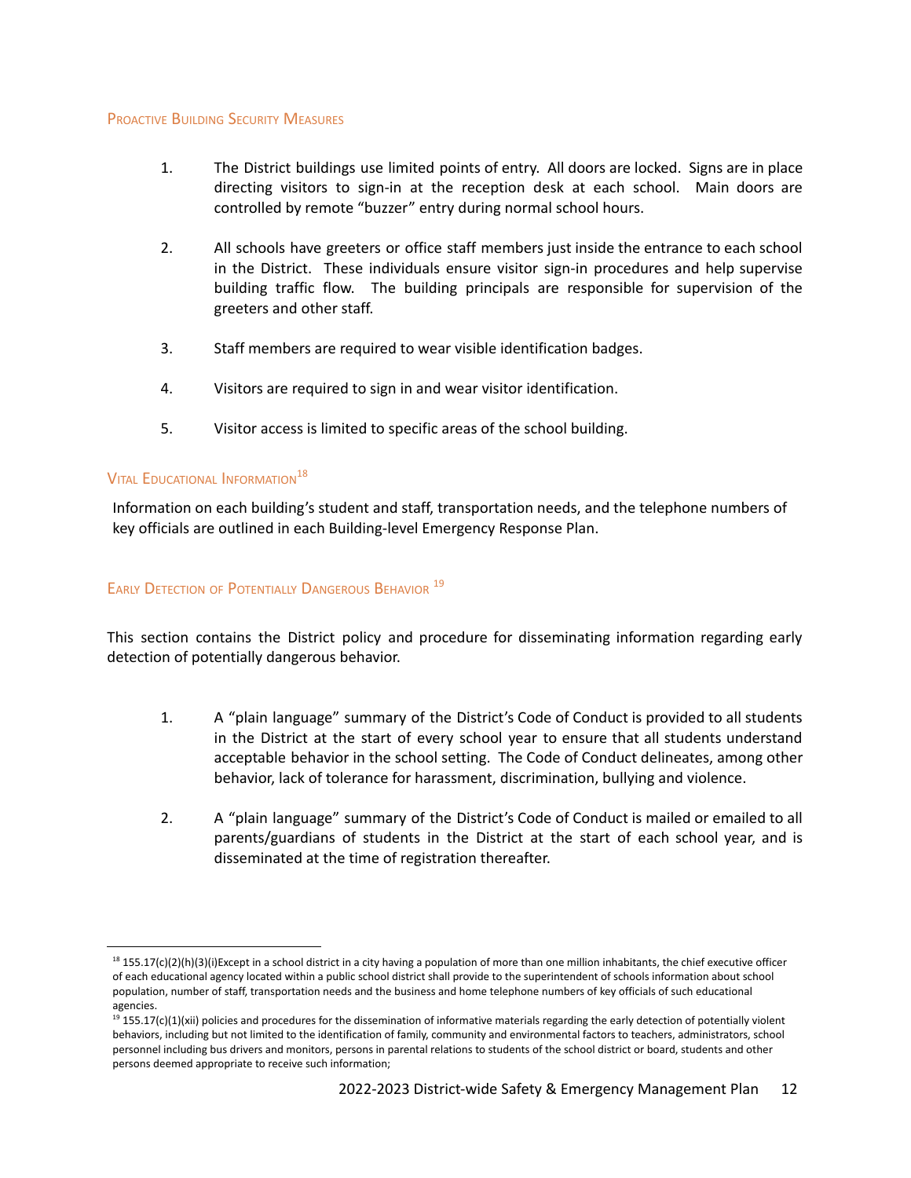### Proactive Building Security Measures

1. The District buildings use limited points of entry. All doors are locked. Signs are in place directing visitors to sign-in at the reception desk at each school. Main doors are controlled by remote "buzzer" entry during normal school hours.

2. All schools have greeters or office staff members just inside the entrance to each school in the District. These individuals ensure visitor sign-in procedures and help supervise building traffic flow. The building principals are responsible for supervision of the greeters and other staff.

3. Staff members are required to wear visible identification badges.

4. Visitors are required to sign in and wear visitor identification.

5. Visitor access is limited to specific areas of the school building.

### Vital Educational Information[18]

Information on each building's student and staff, transportation needs, and the telephone numbers of key officials are outlined in each Building-level Emergency Response Plan.

### Early Detection of Potentially Dangerous Behavior [19]

This section contains the District policy and procedure for disseminating information regarding early detection of potentially dangerous behavior.

1. A "plain language" summary of the District's Code of Conduct is provided to all students in the District at the start of every school year to ensure that all students understand acceptable behavior in the school setting. The Code of Conduct delineates, among other behavior, lack of tolerance for harassment, discrimination, bullying and violence.

2. A "plain language" summary of the District's Code of Conduct is mailed or emailed to all parents/guardians of students in the District at the start of each school year, and is disseminated at the time of registration thereafter.

---

[18] 155.17(c)(2)(h)(3)(i)Except in a school district in a city having a population of more than one million inhabitants, the chief executive officer of each educational agency located within a public school district shall provide to the superintendent of schools information about school population, number of staff, transportation needs and the business and home telephone numbers of key officials of such educational agencies.

[19] 155.17(c)(1)(xii) policies and procedures for the dissemination of informative materials regarding the early detection of potentially violent behaviors, including but not limited to the identification of family, community and environmental factors to teachers, administrators, school personnel including bus drivers and monitors, persons in parental relations to students of the school district or board, students and other persons deemed appropriate to receive such information;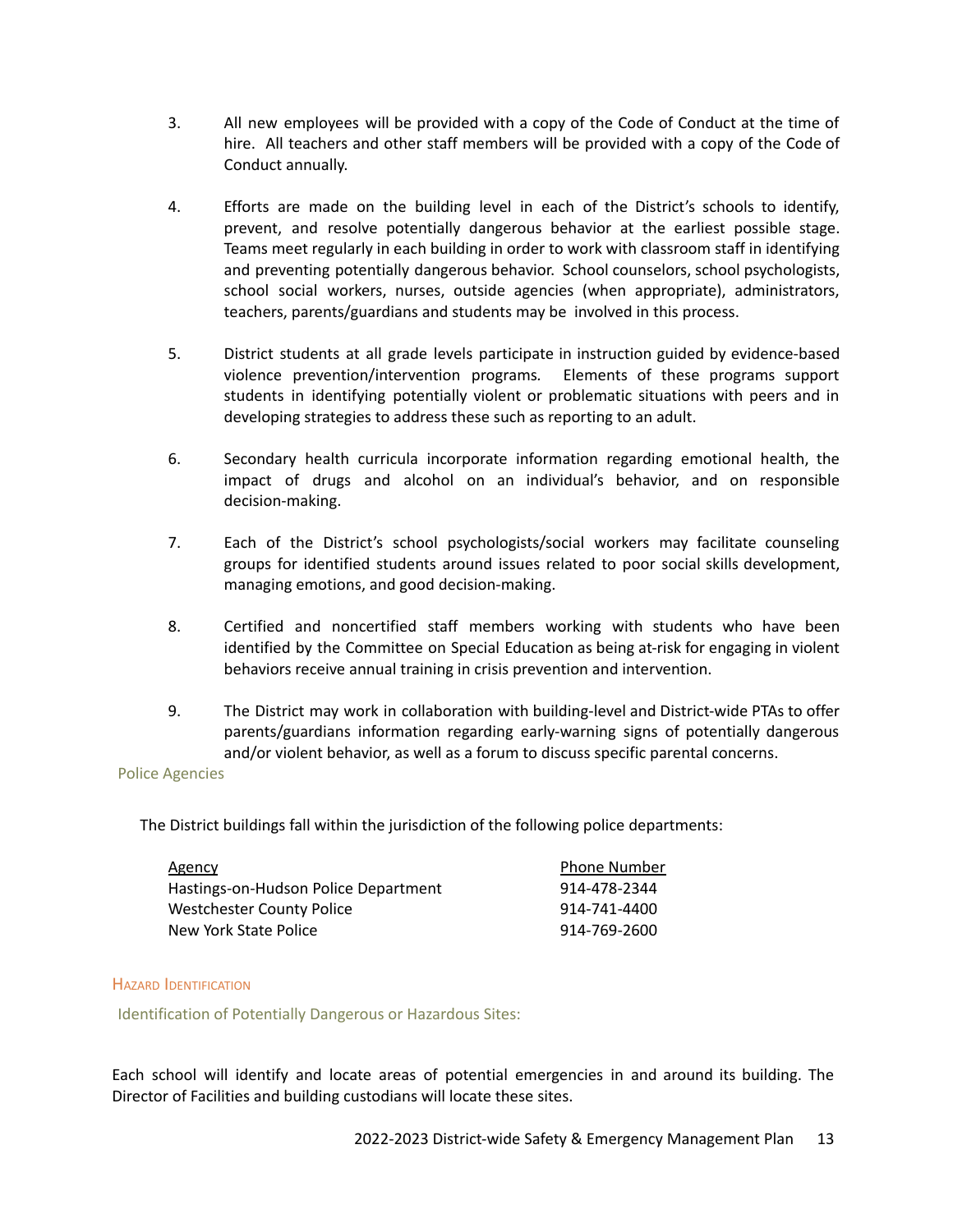3. All new employees will be provided with a copy of the Code of Conduct at the time of hire. All teachers and other staff members will be provided with a copy of the Code of Conduct annually.

4. Efforts are made on the building level in each of the District's schools to identify, prevent, and resolve potentially dangerous behavior at the earliest possible stage. Teams meet regularly in each building in order to work with classroom staff in identifying and preventing potentially dangerous behavior. School counselors, school psychologists, school social workers, nurses, outside agencies (when appropriate), administrators, teachers, parents/guardians and students may be involved in this process.

5. District students at all grade levels participate in instruction guided by evidence-based violence prevention/intervention programs. Elements of these programs support students in identifying potentially violent or problematic situations with peers and in developing strategies to address these such as reporting to an adult.

6. Secondary health curricula incorporate information regarding emotional health, the impact of drugs and alcohol on an individual's behavior, and on responsible decision-making.

7. Each of the District's school psychologists/social workers may facilitate counseling groups for identified students around issues related to poor social skills development, managing emotions, and good decision-making.

8. Certified and noncertified staff members working with students who have been identified by the Committee on Special Education as being at-risk for engaging in violent behaviors receive annual training in crisis prevention and intervention.

9. The District may work in collaboration with building-level and District-wide PTAs to offer parents/guardians information regarding early-warning signs of potentially dangerous and/or violent behavior, as well as a forum to discuss specific parental concerns.

### Police Agencies

The District buildings fall within the jurisdiction of the following police departments:

| Agency | Phone Number |
|---|---|
| Hastings-on-Hudson Police Department | 914-478-2344 |
| Westchester County Police | 914-741-4400 |
| New York State Police | 914-769-2600 |

## Hazard Identification

### Identification of Potentially Dangerous or Hazardous Sites:

Each school will identify and locate areas of potential emergencies in and around its building. The Director of Facilities and building custodians will locate these sites.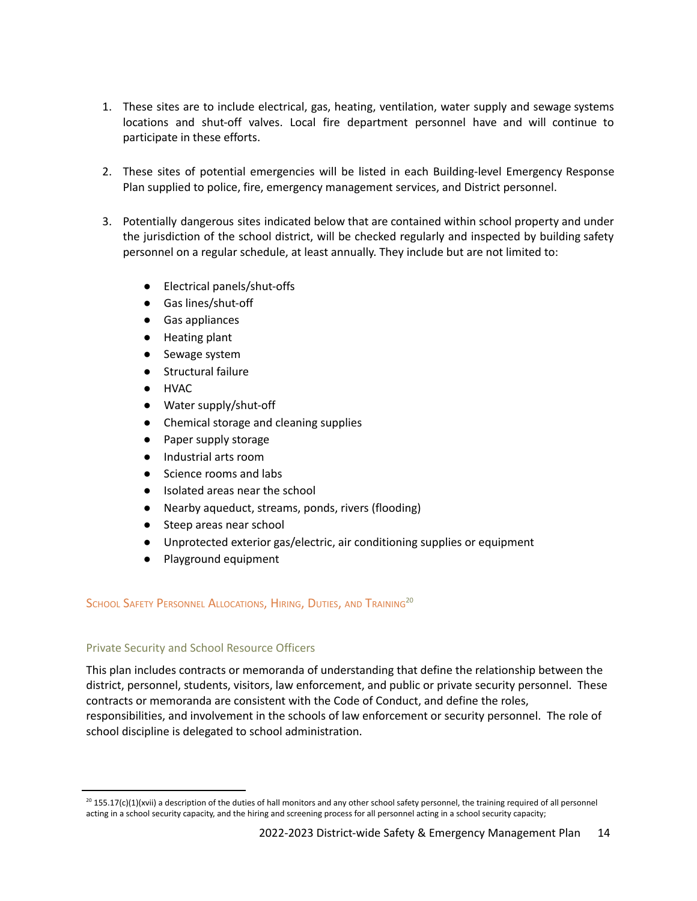1. These sites are to include electrical, gas, heating, ventilation, water supply and sewage systems locations and shut-off valves. Local fire department personnel have and will continue to participate in these efforts.

2. These sites of potential emergencies will be listed in each Building-level Emergency Response Plan supplied to police, fire, emergency management services, and District personnel.

3. Potentially dangerous sites indicated below that are contained within school property and under the jurisdiction of the school district, will be checked regularly and inspected by building safety personnel on a regular schedule, at least annually. They include but are not limited to:

    - Electrical panels/shut-offs
    - Gas lines/shut-off
    - Gas appliances
    - Heating plant
    - Sewage system
    - Structural failure
    - HVAC
    - Water supply/shut-off
    - Chemical storage and cleaning supplies
    - Paper supply storage
    - Industrial arts room
    - Science rooms and labs
    - Isolated areas near the school
    - Nearby aqueduct, streams, ponds, rivers (flooding)
    - Steep areas near school
    - Unprotected exterior gas/electric, air conditioning supplies or equipment
    - Playground equipment

## School Safety Personnel Allocations, Hiring, Duties, and Training[20]

### Private Security and School Resource Officers

This plan includes contracts or memoranda of understanding that define the relationship between the district, personnel, students, visitors, law enforcement, and public or private security personnel. These contracts or memoranda are consistent with the Code of Conduct, and define the roles, responsibilities, and involvement in the schools of law enforcement or security personnel. The role of school discipline is delegated to school administration.

---

[20] 155.17(c)(1)(xvii) a description of the duties of hall monitors and any other school safety personnel, the training required of all personnel acting in a school security capacity, and the hiring and screening process for all personnel acting in a school security capacity;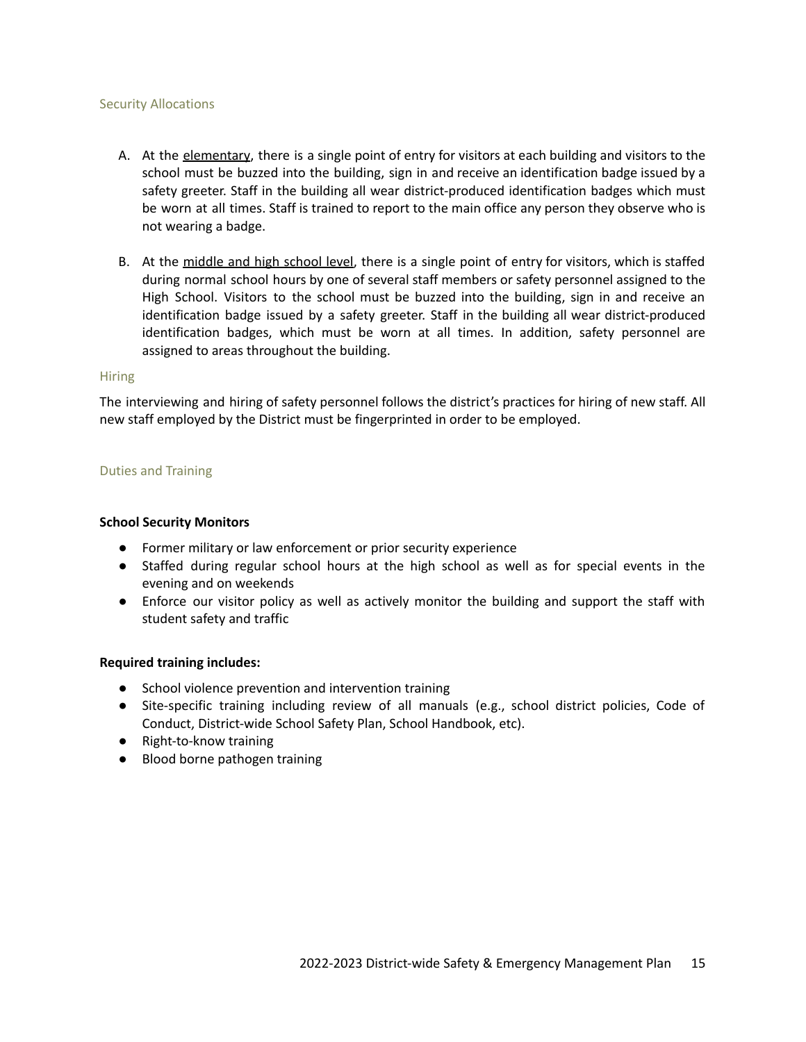## Security Allocations

A. At the elementary, there is a single point of entry for visitors at each building and visitors to the school must be buzzed into the building, sign in and receive an identification badge issued by a safety greeter. Staff in the building all wear district-produced identification badges which must be worn at all times. Staff is trained to report to the main office any person they observe who is not wearing a badge.

B. At the middle and high school level, there is a single point of entry for visitors, which is staffed during normal school hours by one of several staff members or safety personnel assigned to the High School. Visitors to the school must be buzzed into the building, sign in and receive an identification badge issued by a safety greeter. Staff in the building all wear district-produced identification badges, which must be worn at all times. In addition, safety personnel are assigned to areas throughout the building.

## Hiring

The interviewing and hiring of safety personnel follows the district's practices for hiring of new staff. All new staff employed by the District must be fingerprinted in order to be employed.

## Duties and Training

**School Security Monitors**

- Former military or law enforcement or prior security experience
- Staffed during regular school hours at the high school as well as for special events in the evening and on weekends
- Enforce our visitor policy as well as actively monitor the building and support the staff with student safety and traffic

**Required training includes:**

- School violence prevention and intervention training
- Site-specific training including review of all manuals (e.g., school district policies, Code of Conduct, District-wide School Safety Plan, School Handbook, etc).
- Right-to-know training
- Blood borne pathogen training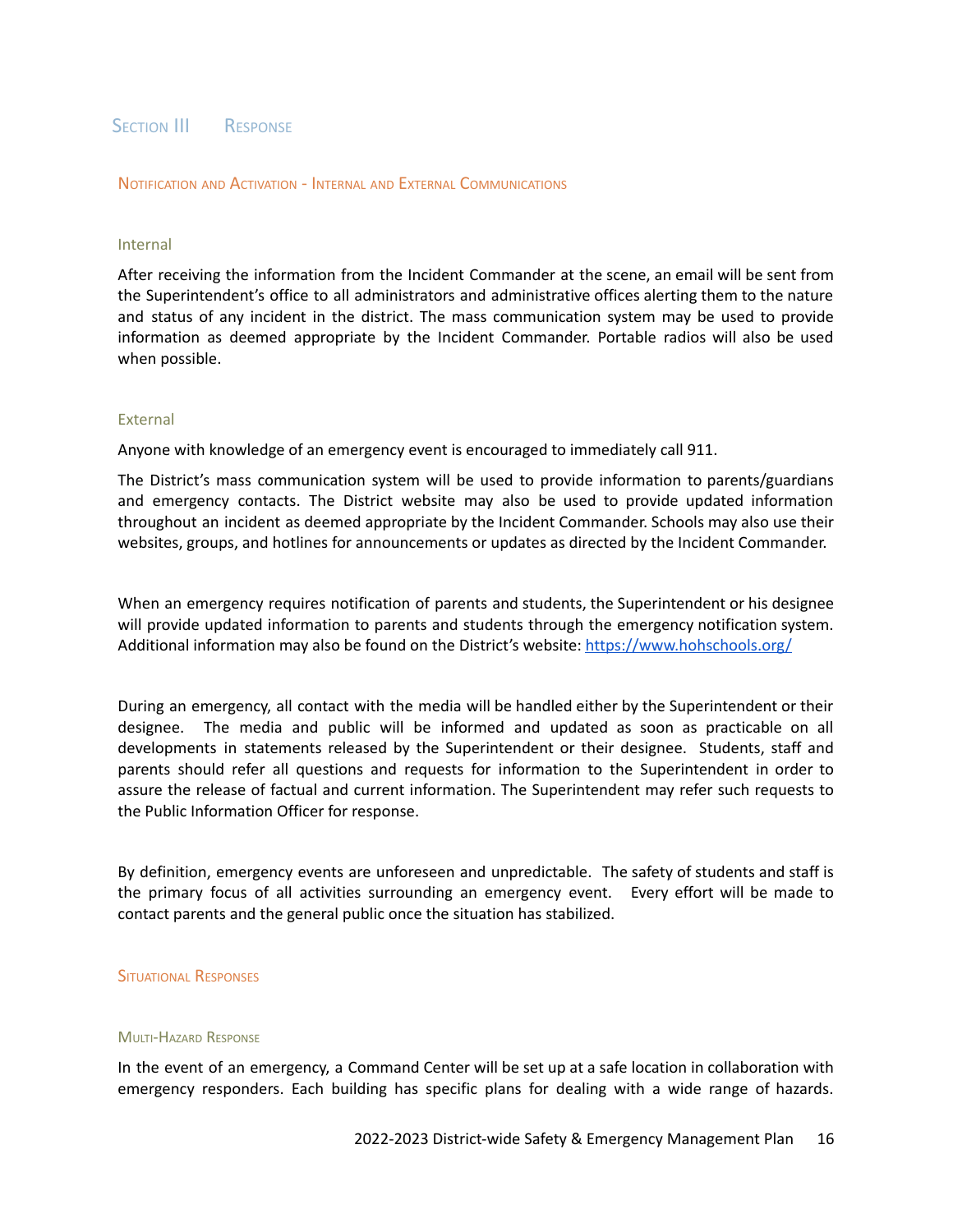# Section III Response

## Notification and Activation - Internal and External Communications

### Internal

After receiving the information from the Incident Commander at the scene, an email will be sent from the Superintendent's office to all administrators and administrative offices alerting them to the nature and status of any incident in the district. The mass communication system may be used to provide information as deemed appropriate by the Incident Commander. Portable radios will also be used when possible.

### External

Anyone with knowledge of an emergency event is encouraged to immediately call 911.

The District's mass communication system will be used to provide information to parents/guardians and emergency contacts. The District website may also be used to provide updated information throughout an incident as deemed appropriate by the Incident Commander. Schools may also use their websites, groups, and hotlines for announcements or updates as directed by the Incident Commander.

When an emergency requires notification of parents and students, the Superintendent or his designee will provide updated information to parents and students through the emergency notification system. Additional information may also be found on the District's website: [https://www.hohschools.org/](https://www.hohschools.org/)

During an emergency, all contact with the media will be handled either by the Superintendent or their designee. The media and public will be informed and updated as soon as practicable on all developments in statements released by the Superintendent or their designee. Students, staff and parents should refer all questions and requests for information to the Superintendent in order to assure the release of factual and current information. The Superintendent may refer such requests to the Public Information Officer for response.

By definition, emergency events are unforeseen and unpredictable. The safety of students and staff is the primary focus of all activities surrounding an emergency event. Every effort will be made to contact parents and the general public once the situation has stabilized.

## Situational Responses

### Multi-Hazard Response

In the event of an emergency, a Command Center will be set up at a safe location in collaboration with emergency responders. Each building has specific plans for dealing with a wide range of hazards.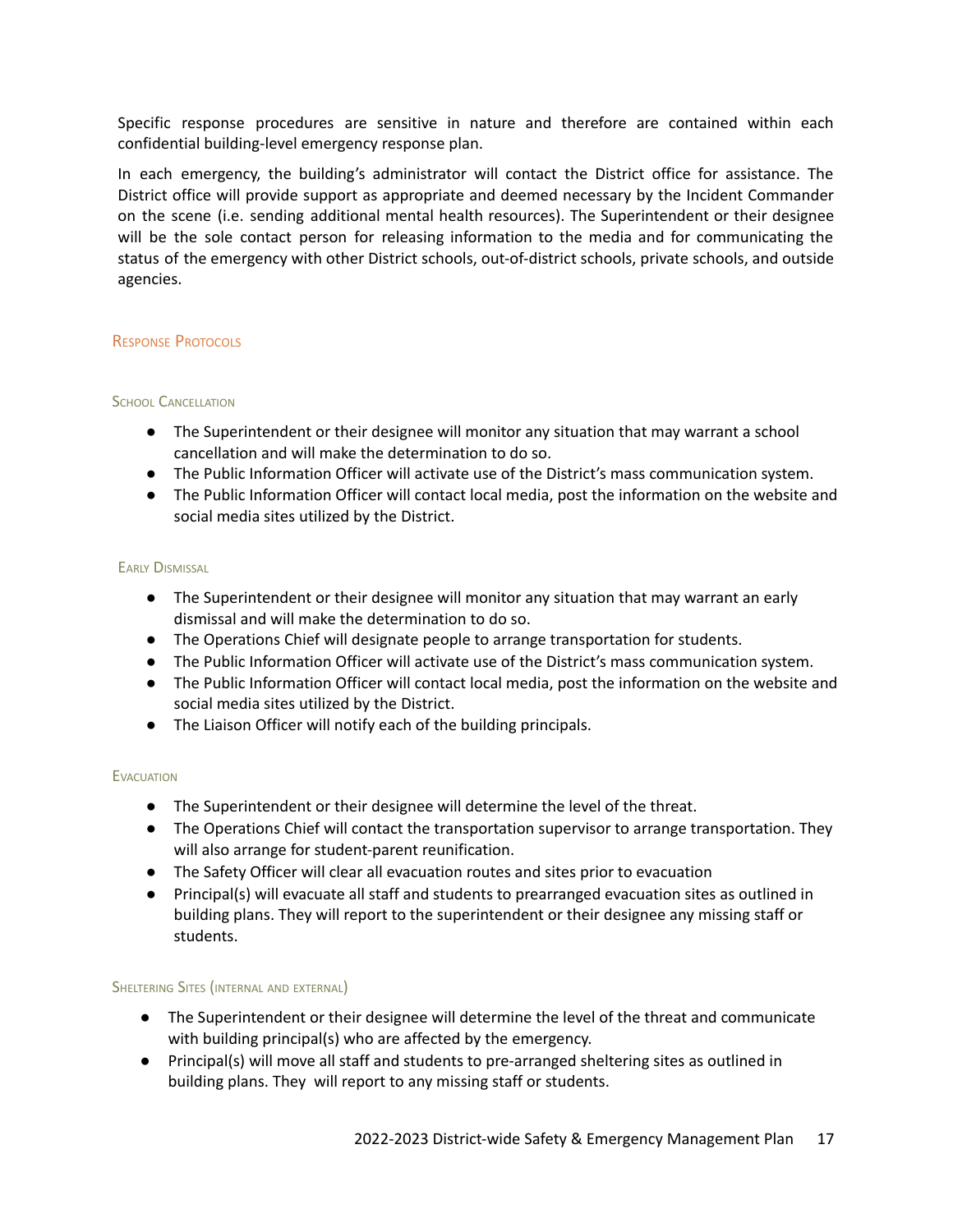Specific response procedures are sensitive in nature and therefore are contained within each confidential building-level emergency response plan.

In each emergency, the building's administrator will contact the District office for assistance. The District office will provide support as appropriate and deemed necessary by the Incident Commander on the scene (i.e. sending additional mental health resources). The Superintendent or their designee will be the sole contact person for releasing information to the media and for communicating the status of the emergency with other District schools, out-of-district schools, private schools, and outside agencies.

## Response Protocols

### School Cancellation

- The Superintendent or their designee will monitor any situation that may warrant a school cancellation and will make the determination to do so.
- The Public Information Officer will activate use of the District's mass communication system.
- The Public Information Officer will contact local media, post the information on the website and social media sites utilized by the District.

### Early Dismissal

- The Superintendent or their designee will monitor any situation that may warrant an early dismissal and will make the determination to do so.
- The Operations Chief will designate people to arrange transportation for students.
- The Public Information Officer will activate use of the District's mass communication system.
- The Public Information Officer will contact local media, post the information on the website and social media sites utilized by the District.
- The Liaison Officer will notify each of the building principals.

### Evacuation

- The Superintendent or their designee will determine the level of the threat.
- The Operations Chief will contact the transportation supervisor to arrange transportation. They will also arrange for student-parent reunification.
- The Safety Officer will clear all evacuation routes and sites prior to evacuation
- Principal(s) will evacuate all staff and students to prearranged evacuation sites as outlined in building plans. They will report to the superintendent or their designee any missing staff or students.

### Sheltering Sites (internal and external)

- The Superintendent or their designee will determine the level of the threat and communicate with building principal(s) who are affected by the emergency.
- Principal(s) will move all staff and students to pre-arranged sheltering sites as outlined in building plans. They will report to any missing staff or students.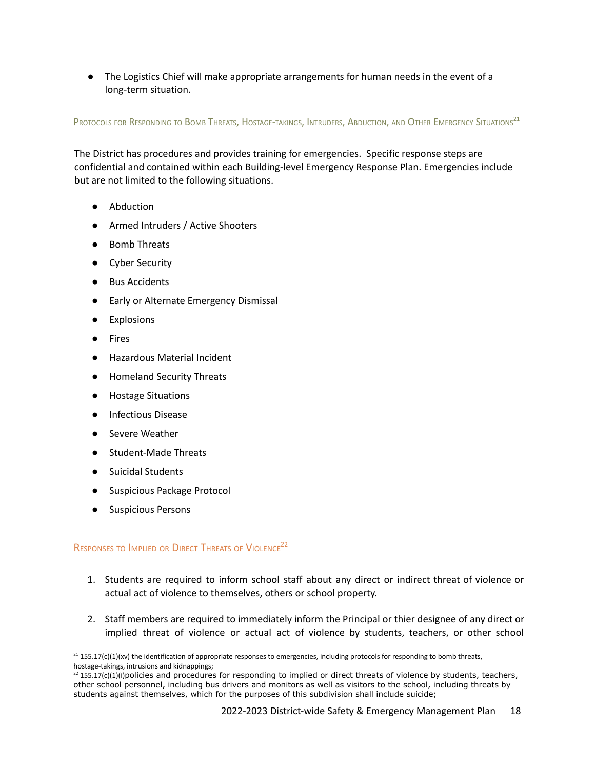- The Logistics Chief will make appropriate arrangements for human needs in the event of a long-term situation.

### Protocols for Responding to Bomb Threats, Hostage-takings, Intruders, Abduction, and Other Emergency Situations[21]

The District has procedures and provides training for emergencies. Specific response steps are confidential and contained within each Building-level Emergency Response Plan. Emergencies include but are not limited to the following situations.

- Abduction
- Armed Intruders / Active Shooters
- Bomb Threats
- Cyber Security
- Bus Accidents
- Early or Alternate Emergency Dismissal
- Explosions
- Fires
- Hazardous Material Incident
- Homeland Security Threats
- Hostage Situations
- Infectious Disease
- Severe Weather
- Student-Made Threats
- Suicidal Students
- Suspicious Package Protocol
- Suspicious Persons

### Responses to Implied or Direct Threats of Violence[22]

1. Students are required to inform school staff about any direct or indirect threat of violence or actual act of violence to themselves, others or school property.
2. Staff members are required to immediately inform the Principal or thier designee of any direct or implied threat of violence or actual act of violence by students, teachers, or other school

---

[21] 155.17(c)(1)(xv) the identification of appropriate responses to emergencies, including protocols for responding to bomb threats, hostage-takings, intrusions and kidnappings;

[22] 155.17(c)(1)(i)policies and procedures for responding to implied or direct threats of violence by students, teachers, other school personnel, including bus drivers and monitors as well as visitors to the school, including threats by students against themselves, which for the purposes of this subdivision shall include suicide;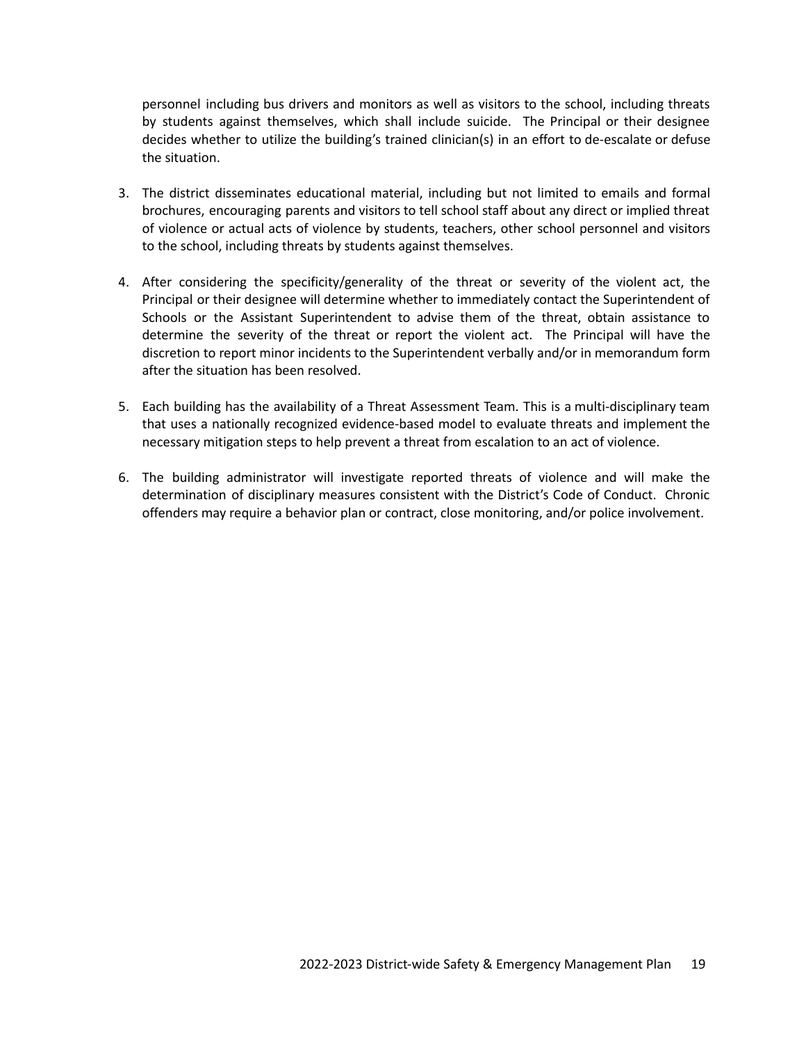personnel including bus drivers and monitors as well as visitors to the school, including threats by students against themselves, which shall include suicide. The Principal or their designee decides whether to utilize the building's trained clinician(s) in an effort to de-escalate or defuse the situation.

3. The district disseminates educational material, including but not limited to emails and formal brochures, encouraging parents and visitors to tell school staff about any direct or implied threat of violence or actual acts of violence by students, teachers, other school personnel and visitors to the school, including threats by students against themselves.

4. After considering the specificity/generality of the threat or severity of the violent act, the Principal or their designee will determine whether to immediately contact the Superintendent of Schools or the Assistant Superintendent to advise them of the threat, obtain assistance to determine the severity of the threat or report the violent act. The Principal will have the discretion to report minor incidents to the Superintendent verbally and/or in memorandum form after the situation has been resolved.

5. Each building has the availability of a Threat Assessment Team. This is a multi-disciplinary team that uses a nationally recognized evidence-based model to evaluate threats and implement the necessary mitigation steps to help prevent a threat from escalation to an act of violence.

6. The building administrator will investigate reported threats of violence and will make the determination of disciplinary measures consistent with the District's Code of Conduct. Chronic offenders may require a behavior plan or contract, close monitoring, and/or police involvement.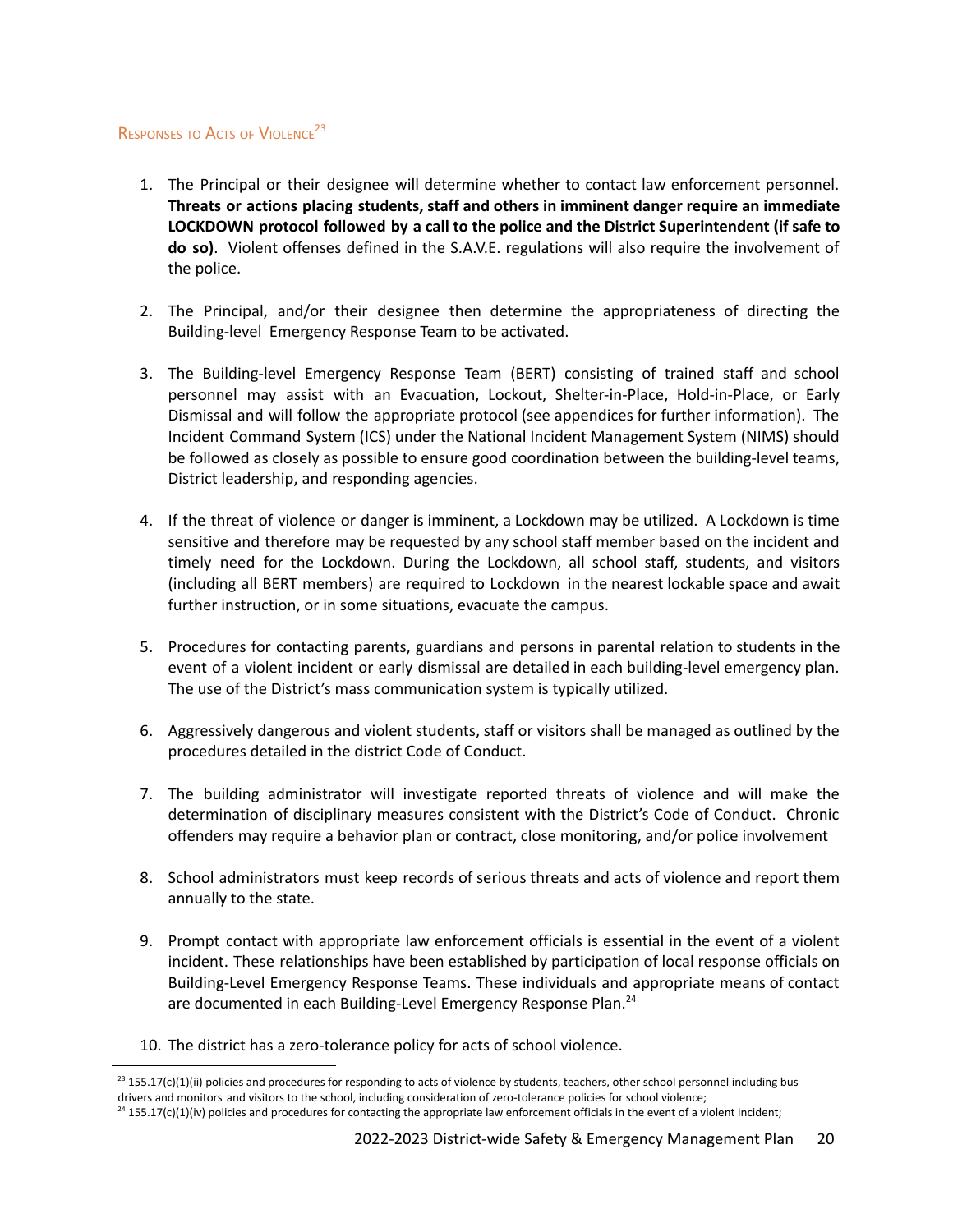## Responses to Acts of Violence[23]

1. The Principal or their designee will determine whether to contact law enforcement personnel. **Threats or actions placing students, staff and others in imminent danger require an immediate LOCKDOWN protocol followed by a call to the police and the District Superintendent (if safe to do so)**. Violent offenses defined in the S.A.V.E. regulations will also require the involvement of the police.

2. The Principal, and/or their designee then determine the appropriateness of directing the Building-level Emergency Response Team to be activated.

3. The Building-level Emergency Response Team (BERT) consisting of trained staff and school personnel may assist with an Evacuation, Lockout, Shelter-in-Place, Hold-in-Place, or Early Dismissal and will follow the appropriate protocol (see appendices for further information). The Incident Command System (ICS) under the National Incident Management System (NIMS) should be followed as closely as possible to ensure good coordination between the building-level teams, District leadership, and responding agencies.

4. If the threat of violence or danger is imminent, a Lockdown may be utilized. A Lockdown is time sensitive and therefore may be requested by any school staff member based on the incident and timely need for the Lockdown. During the Lockdown, all school staff, students, and visitors (including all BERT members) are required to Lockdown in the nearest lockable space and await further instruction, or in some situations, evacuate the campus.

5. Procedures for contacting parents, guardians and persons in parental relation to students in the event of a violent incident or early dismissal are detailed in each building-level emergency plan. The use of the District's mass communication system is typically utilized.

6. Aggressively dangerous and violent students, staff or visitors shall be managed as outlined by the procedures detailed in the district Code of Conduct.

7. The building administrator will investigate reported threats of violence and will make the determination of disciplinary measures consistent with the District's Code of Conduct. Chronic offenders may require a behavior plan or contract, close monitoring, and/or police involvement

8. School administrators must keep records of serious threats and acts of violence and report them annually to the state.

9. Prompt contact with appropriate law enforcement officials is essential in the event of a violent incident. These relationships have been established by participation of local response officials on Building-Level Emergency Response Teams. These individuals and appropriate means of contact are documented in each Building-Level Emergency Response Plan.[24]

10. The district has a zero-tolerance policy for acts of school violence.

---

[23] 155.17(c)(1)(ii) policies and procedures for responding to acts of violence by students, teachers, other school personnel including bus drivers and monitors and visitors to the school, including consideration of zero-tolerance policies for school violence;

[24] 155.17(c)(1)(iv) policies and procedures for contacting the appropriate law enforcement officials in the event of a violent incident;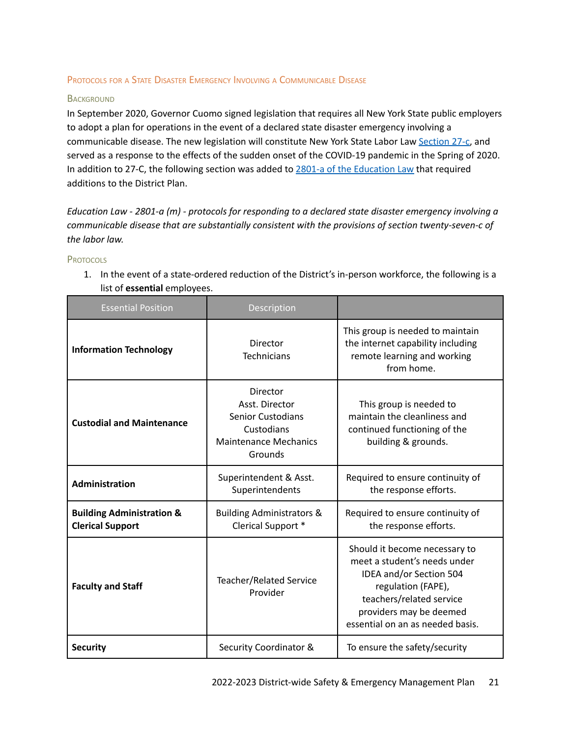## Protocols for a State Disaster Emergency Involving a Communicable Disease

### Background

In September 2020, Governor Cuomo signed legislation that requires all New York State public employers to adopt a plan for operations in the event of a declared state disaster emergency involving a communicable disease. The new legislation will constitute New York State Labor Law Section 27-c, and served as a response to the effects of the sudden onset of the COVID-19 pandemic in the Spring of 2020. In addition to 27-C, the following section was added to 2801-a of the Education Law that required additions to the District Plan.

*Education Law - 2801-a (m) - protocols for responding to a declared state disaster emergency involving a communicable disease that are substantially consistent with the provisions of section twenty-seven-c of the labor law.*

### Protocols

1. In the event of a state-ordered reduction of the District's in-person workforce, the following is a list of **essential** employees.

| Essential Position | Description | |
|---|---|---|
| **Information Technology** | Director<br>Technicians | This group is needed to maintain the internet capability including remote learning and working from home. |
| **Custodial and Maintenance** | Director<br>Asst. Director<br>Senior Custodians<br>Custodians<br>Maintenance Mechanics<br>Grounds | This group is needed to maintain the cleanliness and continued functioning of the building & grounds. |
| **Administration** | Superintendent & Asst. Superintendents | Required to ensure continuity of the response efforts. |
| **Building Administration & Clerical Support** | Building Administrators & Clerical Support * | Required to ensure continuity of the response efforts. |
| **Faculty and Staff** | Teacher/Related Service Provider | Should it become necessary to meet a student's needs under IDEA and/or Section 504 regulation (FAPE), teachers/related service providers may be deemed essential on an as needed basis. |
| **Security** | Security Coordinator & | To ensure the safety/security |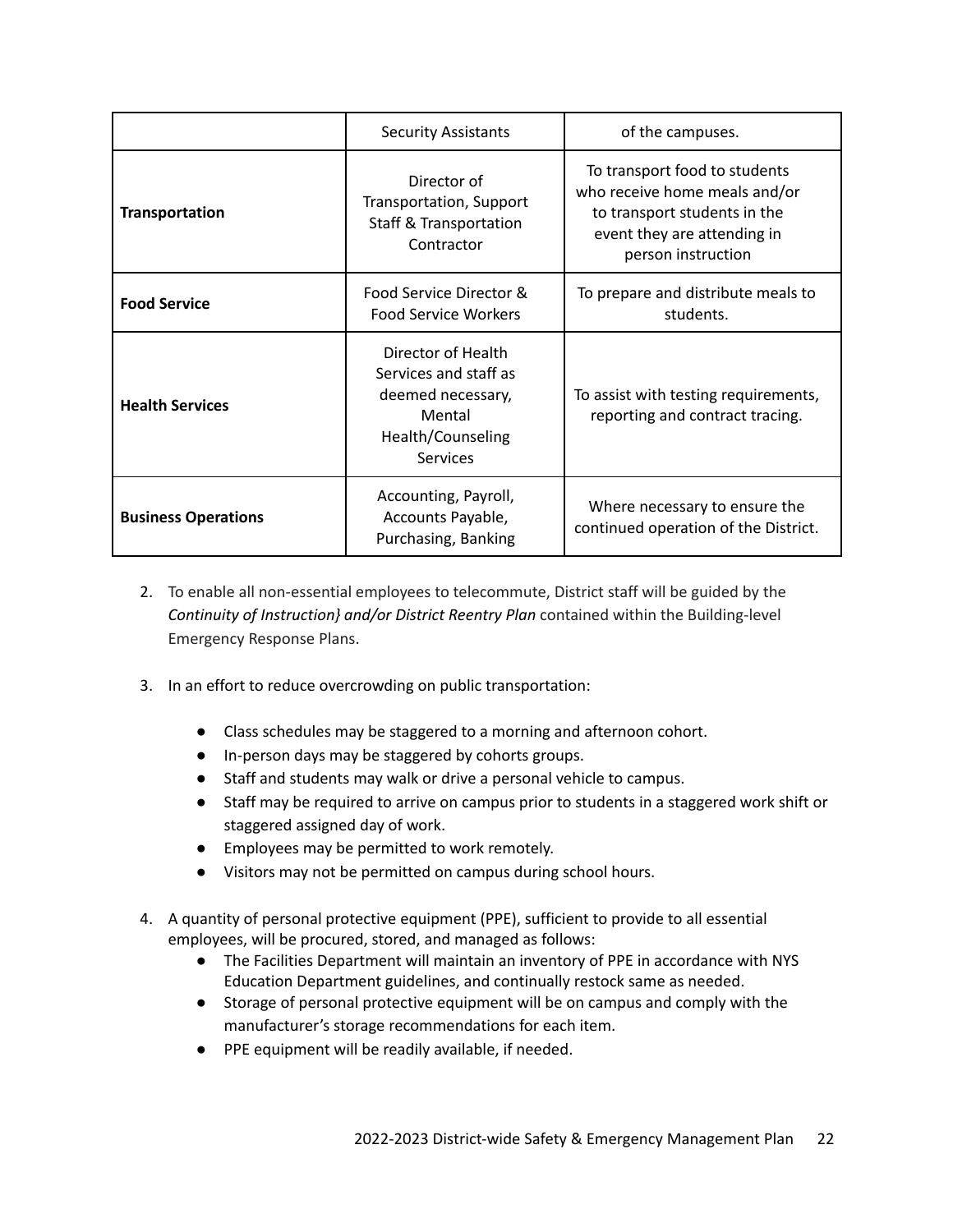| | Security Assistants | of the campuses. |
|---|---|---|
| **Transportation** | Director of Transportation, Support Staff & Transportation Contractor | To transport food to students who receive home meals and/or to transport students in the event they are attending in person instruction |
| **Food Service** | Food Service Director & Food Service Workers | To prepare and distribute meals to students. |
| **Health Services** | Director of Health Services and staff as deemed necessary, Mental Health/Counseling Services | To assist with testing requirements, reporting and contract tracing. |
| **Business Operations** | Accounting, Payroll, Accounts Payable, Purchasing, Banking | Where necessary to ensure the continued operation of the District. |

2. To enable all non-essential employees to telecommute, District staff will be guided by the *Continuity of Instruction} and/or District Reentry Plan* contained within the Building-level Emergency Response Plans.

3. In an effort to reduce overcrowding on public transportation:

    - Class schedules may be staggered to a morning and afternoon cohort.
    - In-person days may be staggered by cohorts groups.
    - Staff and students may walk or drive a personal vehicle to campus.
    - Staff may be required to arrive on campus prior to students in a staggered work shift or staggered assigned day of work.
    - Employees may be permitted to work remotely.
    - Visitors may not be permitted on campus during school hours.

4. A quantity of personal protective equipment (PPE), sufficient to provide to all essential employees, will be procured, stored, and managed as follows:
    - The Facilities Department will maintain an inventory of PPE in accordance with NYS Education Department guidelines, and continually restock same as needed.
    - Storage of personal protective equipment will be on campus and comply with the manufacturer's storage recommendations for each item.
    - PPE equipment will be readily available, if needed.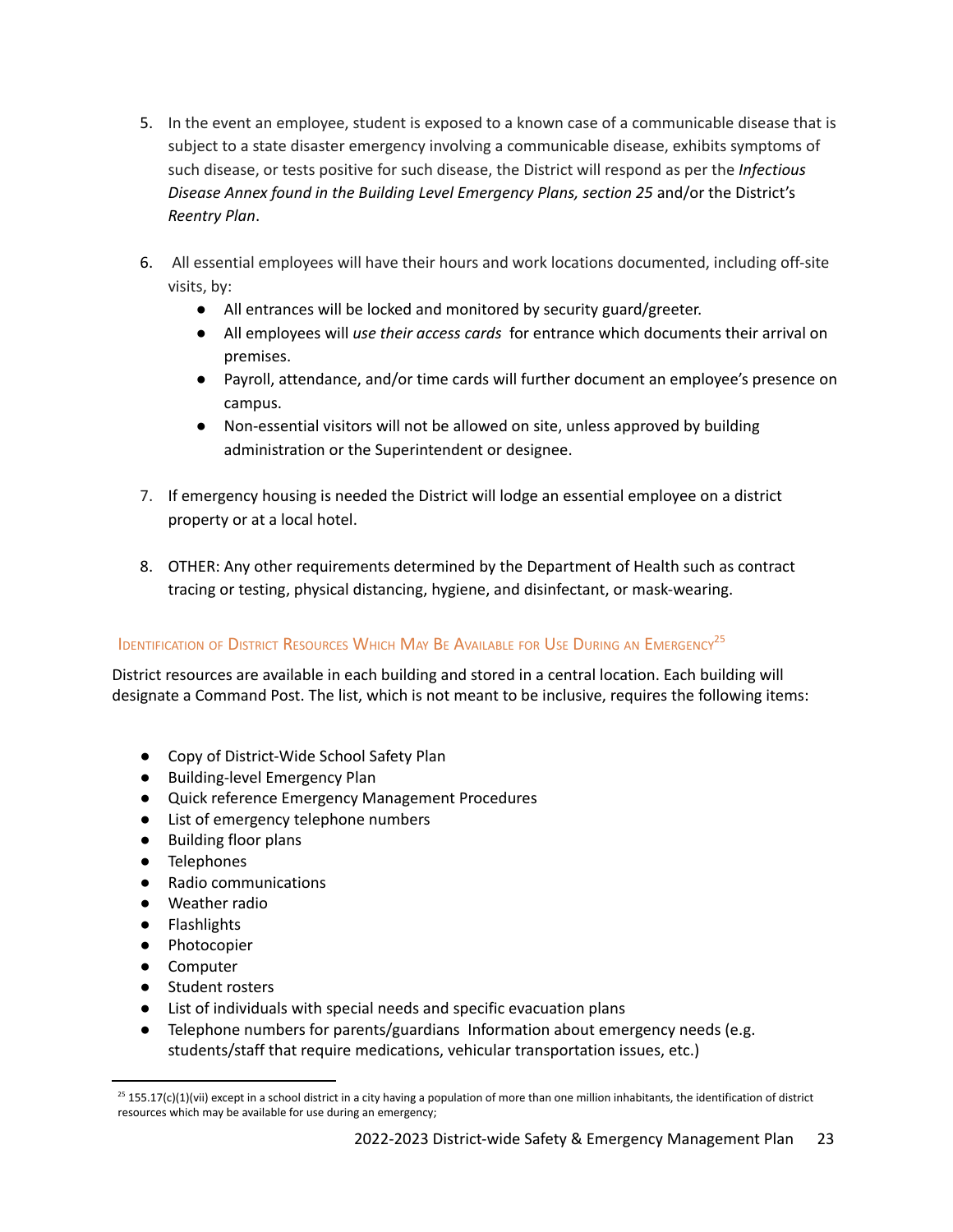5. In the event an employee, student is exposed to a known case of a communicable disease that is subject to a state disaster emergency involving a communicable disease, exhibits symptoms of such disease, or tests positive for such disease, the District will respond as per the *Infectious Disease Annex found in the Building Level Emergency Plans, section 25* and/or the District's *Reentry Plan*.

6. All essential employees will have their hours and work locations documented, including off-site visits, by:
   - All entrances will be locked and monitored by security guard/greeter.
   - All employees will *use their access cards* for entrance which documents their arrival on premises.
   - Payroll, attendance, and/or time cards will further document an employee's presence on campus.
   - Non-essential visitors will not be allowed on site, unless approved by building administration or the Superintendent or designee.

7. If emergency housing is needed the District will lodge an essential employee on a district property or at a local hotel.

8. OTHER: Any other requirements determined by the Department of Health such as contract tracing or testing, physical distancing, hygiene, and disinfectant, or mask-wearing.

### Identification of District Resources Which May Be Available for Use During an Emergency[25]

District resources are available in each building and stored in a central location. Each building will designate a Command Post. The list, which is not meant to be inclusive, requires the following items:

- Copy of District-Wide School Safety Plan
- Building-level Emergency Plan
- Quick reference Emergency Management Procedures
- List of emergency telephone numbers
- Building floor plans
- Telephones
- Radio communications
- Weather radio
- Flashlights
- Photocopier
- Computer
- Student rosters
- List of individuals with special needs and specific evacuation plans
- Telephone numbers for parents/guardians Information about emergency needs (e.g. students/staff that require medications, vehicular transportation issues, etc.)

[25] 155.17(c)(1)(vii) except in a school district in a city having a population of more than one million inhabitants, the identification of district resources which may be available for use during an emergency;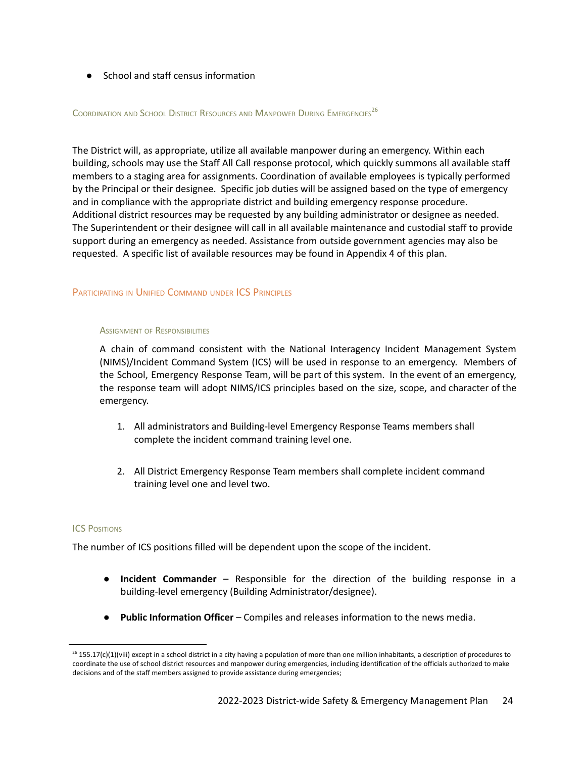- School and staff census information

### Coordination and School District Resources and Manpower During Emergencies[26]

The District will, as appropriate, utilize all available manpower during an emergency. Within each building, schools may use the Staff All Call response protocol, which quickly summons all available staff members to a staging area for assignments. Coordination of available employees is typically performed by the Principal or their designee. Specific job duties will be assigned based on the type of emergency and in compliance with the appropriate district and building emergency response procedure. Additional district resources may be requested by any building administrator or designee as needed. The Superintendent or their designee will call in all available maintenance and custodial staff to provide support during an emergency as needed. Assistance from outside government agencies may also be requested. A specific list of available resources may be found in Appendix 4 of this plan.

### Participating in Unified Command under ICS Principles

#### Assignment of Responsibilities

A chain of command consistent with the National Interagency Incident Management System (NIMS)/Incident Command System (ICS) will be used in response to an emergency. Members of the School, Emergency Response Team, will be part of this system. In the event of an emergency, the response team will adopt NIMS/ICS principles based on the size, scope, and character of the emergency.

1. All administrators and Building-level Emergency Response Teams members shall complete the incident command training level one.

2. All District Emergency Response Team members shall complete incident command training level one and level two.

### ICS Positions

The number of ICS positions filled will be dependent upon the scope of the incident.

- **Incident Commander** – Responsible for the direction of the building response in a building-level emergency (Building Administrator/designee).

- **Public Information Officer** – Compiles and releases information to the news media.

[26] 155.17(c)(1)(viii) except in a school district in a city having a population of more than one million inhabitants, a description of procedures to coordinate the use of school district resources and manpower during emergencies, including identification of the officials authorized to make decisions and of the staff members assigned to provide assistance during emergencies;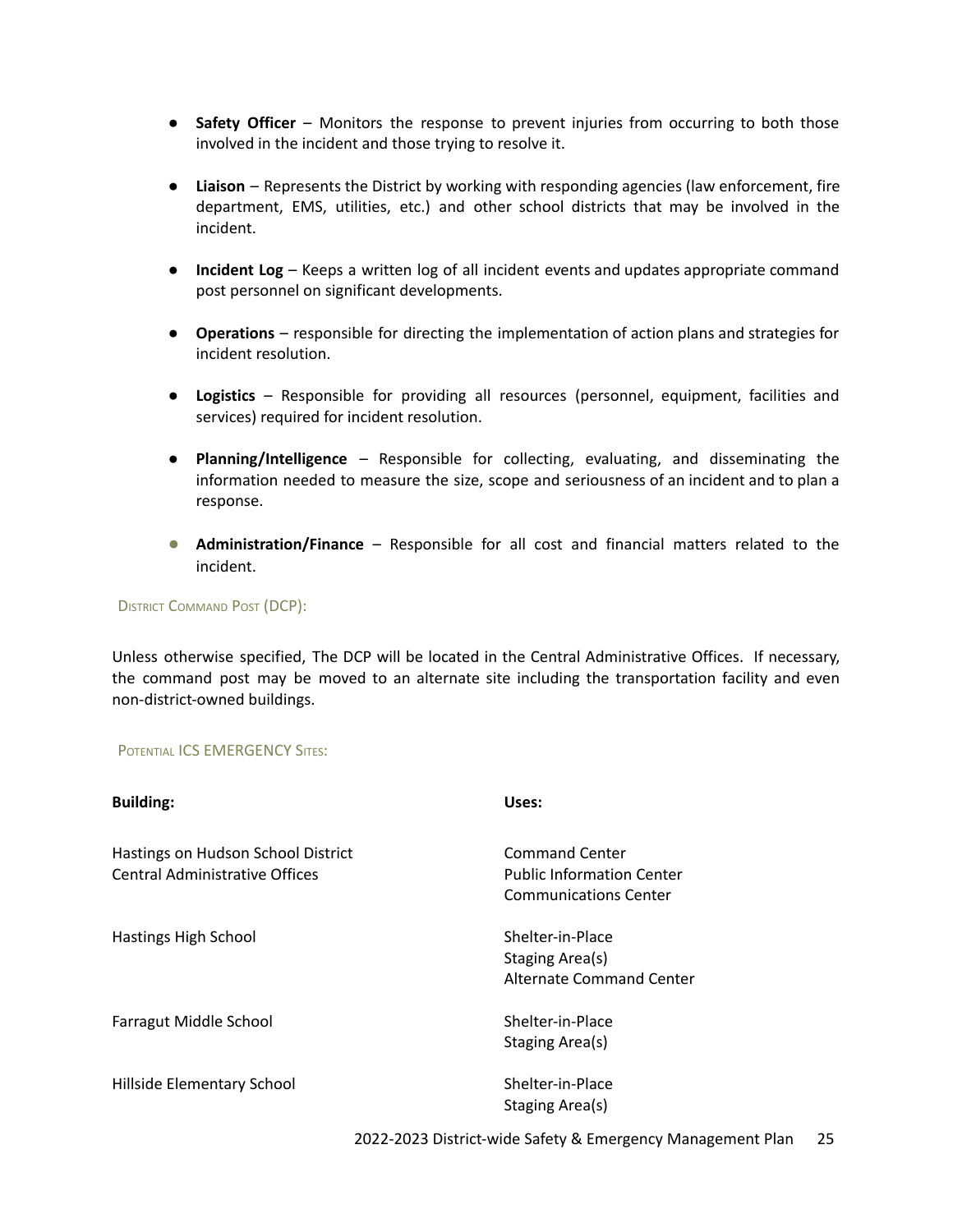- **Safety Officer** – Monitors the response to prevent injuries from occurring to both those involved in the incident and those trying to resolve it.

- **Liaison** – Represents the District by working with responding agencies (law enforcement, fire department, EMS, utilities, etc.) and other school districts that may be involved in the incident.

- **Incident Log** – Keeps a written log of all incident events and updates appropriate command post personnel on significant developments.

- **Operations** – responsible for directing the implementation of action plans and strategies for incident resolution.

- **Logistics** – Responsible for providing all resources (personnel, equipment, facilities and services) required for incident resolution.

- **Planning/Intelligence** – Responsible for collecting, evaluating, and disseminating the information needed to measure the size, scope and seriousness of an incident and to plan a response.

- **Administration/Finance** – Responsible for all cost and financial matters related to the incident.

### District Command Post (DCP):

Unless otherwise specified, The DCP will be located in the Central Administrative Offices. If necessary, the command post may be moved to an alternate site including the transportation facility and even non-district-owned buildings.

### Potential ICS EMERGENCY Sites:

| **Building:** | **Uses:** |
|---|---|
| Hastings on Hudson School District Central Administrative Offices | Command Center<br>Public Information Center<br>Communications Center |
| Hastings High School | Shelter-in-Place<br>Staging Area(s)<br>Alternate Command Center |
| Farragut Middle School | Shelter-in-Place<br>Staging Area(s) |
| Hillside Elementary School | Shelter-in-Place<br>Staging Area(s) |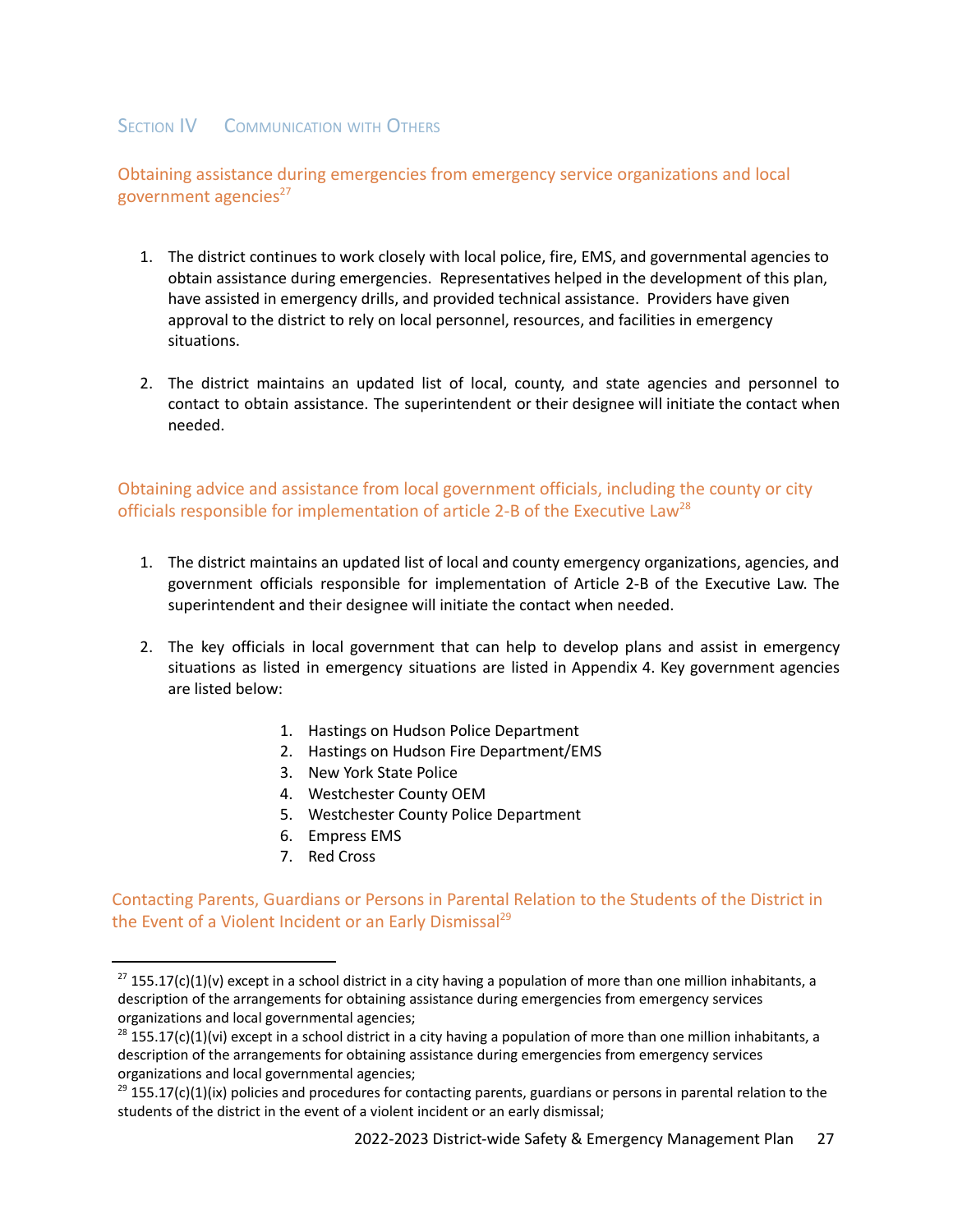## Section IV Communication with Others

### Obtaining assistance during emergencies from emergency service organizations and local government agencies[27]

1. The district continues to work closely with local police, fire, EMS, and governmental agencies to obtain assistance during emergencies. Representatives helped in the development of this plan, have assisted in emergency drills, and provided technical assistance. Providers have given approval to the district to rely on local personnel, resources, and facilities in emergency situations.

2. The district maintains an updated list of local, county, and state agencies and personnel to contact to obtain assistance. The superintendent or their designee will initiate the contact when needed.

### Obtaining advice and assistance from local government officials, including the county or city officials responsible for implementation of article 2-B of the Executive Law[28]

1. The district maintains an updated list of local and county emergency organizations, agencies, and government officials responsible for implementation of Article 2-B of the Executive Law. The superintendent and their designee will initiate the contact when needed.

2. The key officials in local government that can help to develop plans and assist in emergency situations as listed in emergency situations are listed in Appendix 4. Key government agencies are listed below:

    1. Hastings on Hudson Police Department
    2. Hastings on Hudson Fire Department/EMS
    3. New York State Police
    4. Westchester County OEM
    5. Westchester County Police Department
    6. Empress EMS
    7. Red Cross

### Contacting Parents, Guardians or Persons in Parental Relation to the Students of the District in the Event of a Violent Incident or an Early Dismissal[29]

---

[27] 155.17(c)(1)(v) except in a school district in a city having a population of more than one million inhabitants, a description of the arrangements for obtaining assistance during emergencies from emergency services organizations and local governmental agencies;

[28] 155.17(c)(1)(vi) except in a school district in a city having a population of more than one million inhabitants, a description of the arrangements for obtaining assistance during emergencies from emergency services organizations and local governmental agencies;

[29] 155.17(c)(1)(ix) policies and procedures for contacting parents, guardians or persons in parental relation to the students of the district in the event of a violent incident or an early dismissal;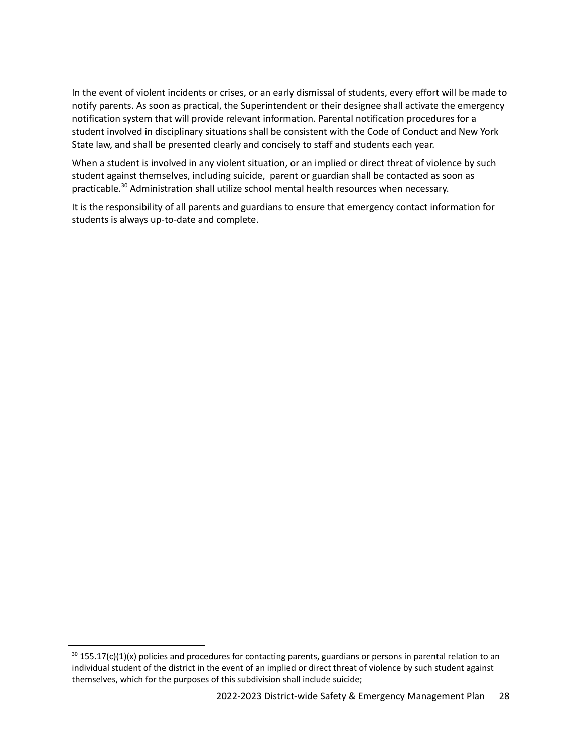In the event of violent incidents or crises, or an early dismissal of students, every effort will be made to notify parents. As soon as practical, the Superintendent or their designee shall activate the emergency notification system that will provide relevant information. Parental notification procedures for a student involved in disciplinary situations shall be consistent with the Code of Conduct and New York State law, and shall be presented clearly and concisely to staff and students each year.

When a student is involved in any violent situation, or an implied or direct threat of violence by such student against themselves, including suicide, parent or guardian shall be contacted as soon as practicable.[30] Administration shall utilize school mental health resources when necessary.

It is the responsibility of all parents and guardians to ensure that emergency contact information for students is always up-to-date and complete.

---

[30] 155.17(c)(1)(x) policies and procedures for contacting parents, guardians or persons in parental relation to an individual student of the district in the event of an implied or direct threat of violence by such student against themselves, which for the purposes of this subdivision shall include suicide;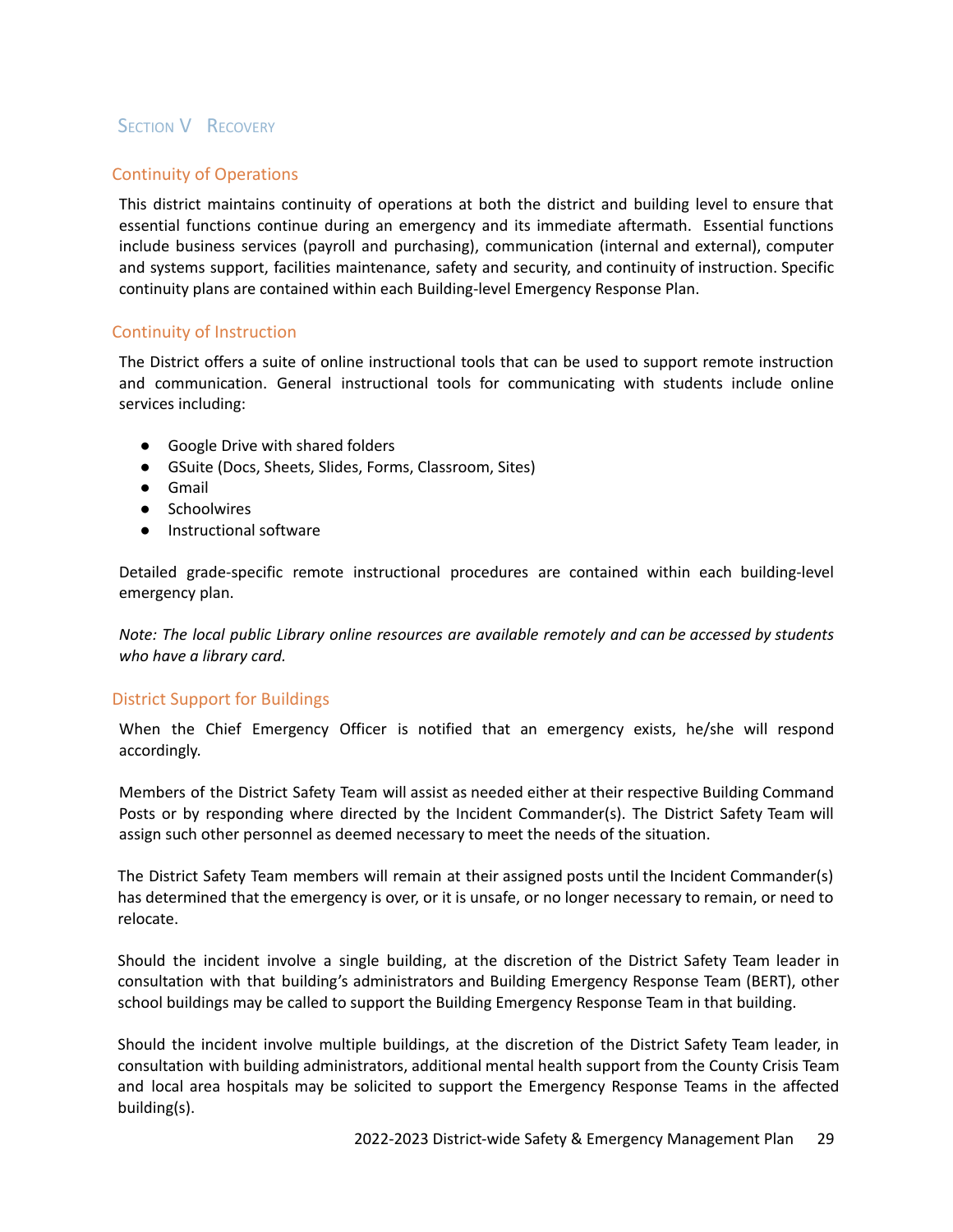# Section V Recovery

## Continuity of Operations

This district maintains continuity of operations at both the district and building level to ensure that essential functions continue during an emergency and its immediate aftermath. Essential functions include business services (payroll and purchasing), communication (internal and external), computer and systems support, facilities maintenance, safety and security, and continuity of instruction. Specific continuity plans are contained within each Building-level Emergency Response Plan.

## Continuity of Instruction

The District offers a suite of online instructional tools that can be used to support remote instruction and communication. General instructional tools for communicating with students include online services including:

- Google Drive with shared folders
- GSuite (Docs, Sheets, Slides, Forms, Classroom, Sites)
- Gmail
- Schoolwires
- Instructional software

Detailed grade-specific remote instructional procedures are contained within each building-level emergency plan.

*Note: The local public Library online resources are available remotely and can be accessed by students who have a library card.*

## District Support for Buildings

When the Chief Emergency Officer is notified that an emergency exists, he/she will respond accordingly.

Members of the District Safety Team will assist as needed either at their respective Building Command Posts or by responding where directed by the Incident Commander(s). The District Safety Team will assign such other personnel as deemed necessary to meet the needs of the situation.

The District Safety Team members will remain at their assigned posts until the Incident Commander(s) has determined that the emergency is over, or it is unsafe, or no longer necessary to remain, or need to relocate.

Should the incident involve a single building, at the discretion of the District Safety Team leader in consultation with that building's administrators and Building Emergency Response Team (BERT), other school buildings may be called to support the Building Emergency Response Team in that building.

Should the incident involve multiple buildings, at the discretion of the District Safety Team leader, in consultation with building administrators, additional mental health support from the County Crisis Team and local area hospitals may be solicited to support the Emergency Response Teams in the affected building(s).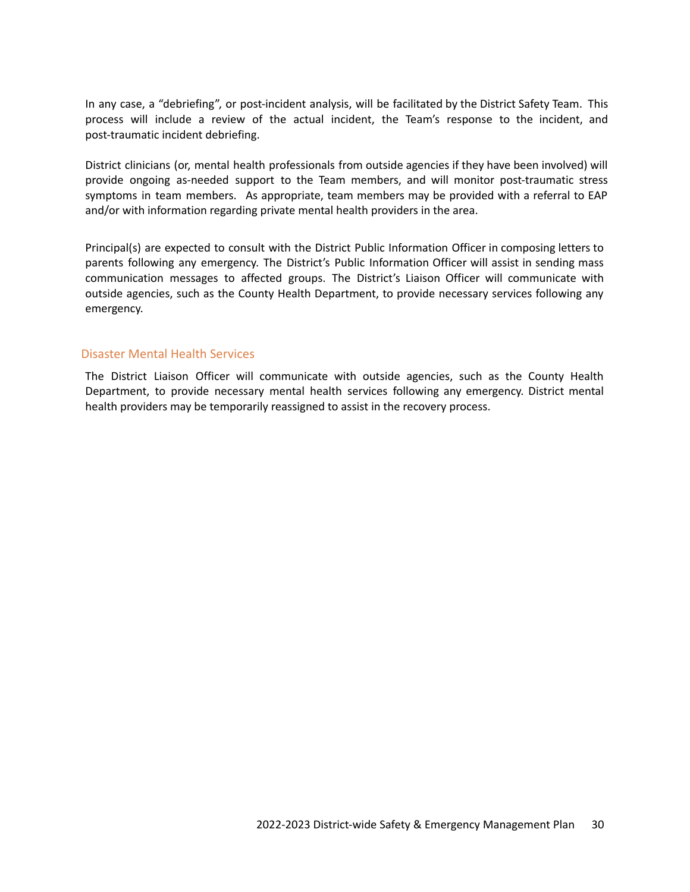In any case, a “debriefing”, or post-incident analysis, will be facilitated by the District Safety Team. This process will include a review of the actual incident, the Team’s response to the incident, and post-traumatic incident debriefing.

District clinicians (or, mental health professionals from outside agencies if they have been involved) will provide ongoing as-needed support to the Team members, and will monitor post-traumatic stress symptoms in team members. As appropriate, team members may be provided with a referral to EAP and/or with information regarding private mental health providers in the area.

Principal(s) are expected to consult with the District Public Information Officer in composing letters to parents following any emergency. The District’s Public Information Officer will assist in sending mass communication messages to affected groups. The District’s Liaison Officer will communicate with outside agencies, such as the County Health Department, to provide necessary services following any emergency.

## Disaster Mental Health Services

The District Liaison Officer will communicate with outside agencies, such as the County Health Department, to provide necessary mental health services following any emergency. District mental health providers may be temporarily reassigned to assist in the recovery process.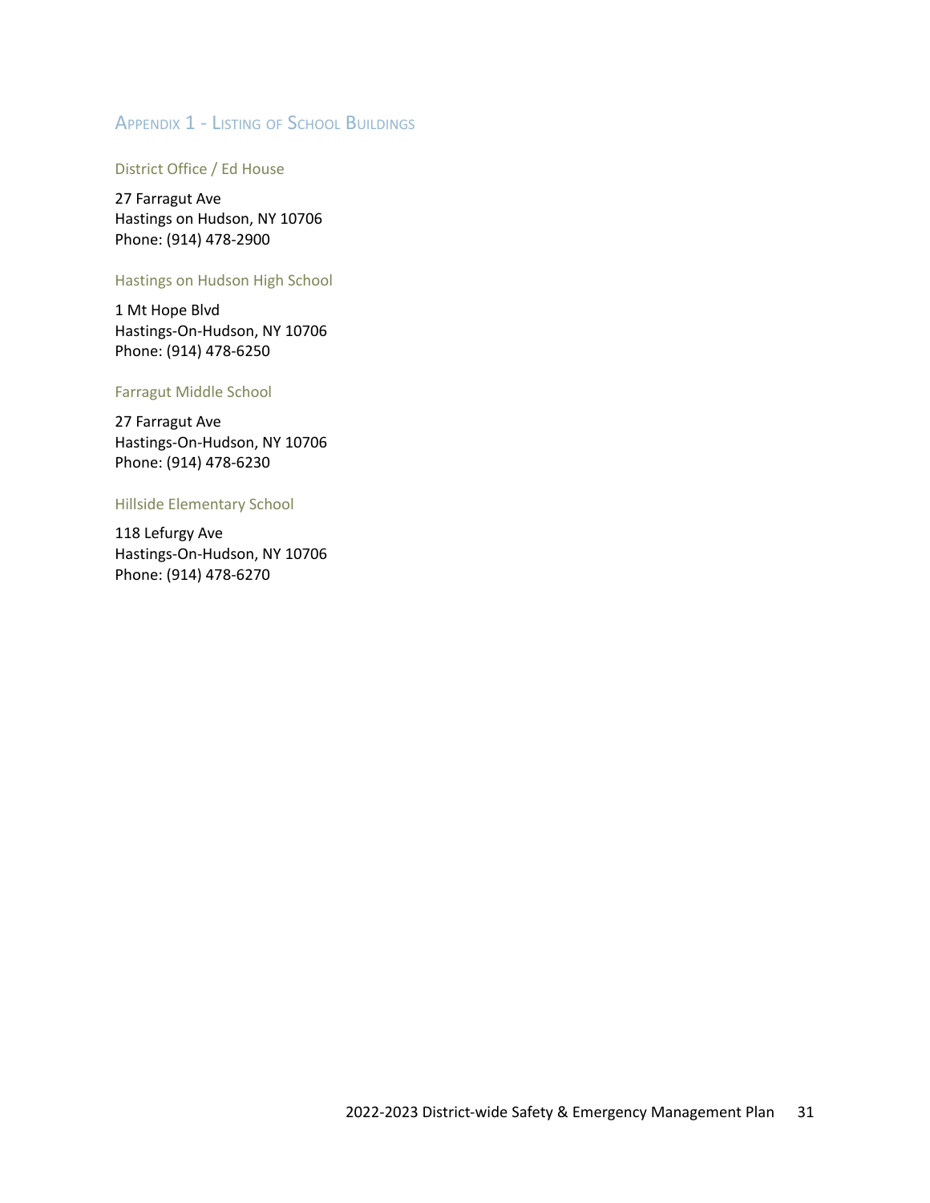## Appendix 1 - Listing of School Buildings

### District Office / Ed House

27 Farragut Ave
Hastings on Hudson, NY 10706
Phone: (914) 478-2900

### Hastings on Hudson High School

1 Mt Hope Blvd
Hastings-On-Hudson, NY 10706
Phone: (914) 478-6250

### Farragut Middle School

27 Farragut Ave
Hastings-On-Hudson, NY 10706
Phone: (914) 478-6230

### Hillside Elementary School

118 Lefurgy Ave
Hastings-On-Hudson, NY 10706
Phone: (914) 478-6270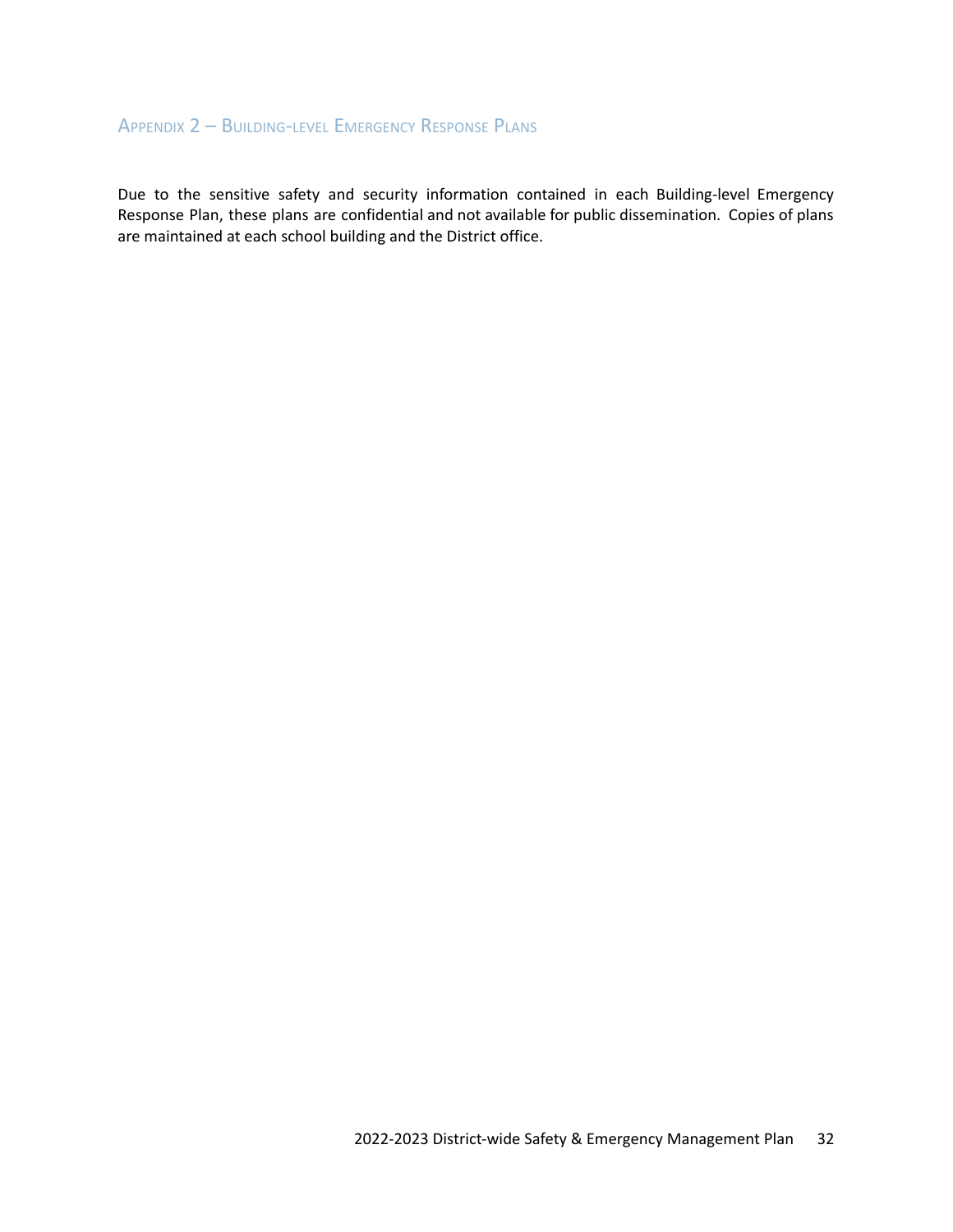## Appendix 2 – Building-level Emergency Response Plans

Due to the sensitive safety and security information contained in each Building-level Emergency Response Plan, these plans are confidential and not available for public dissemination. Copies of plans are maintained at each school building and the District office.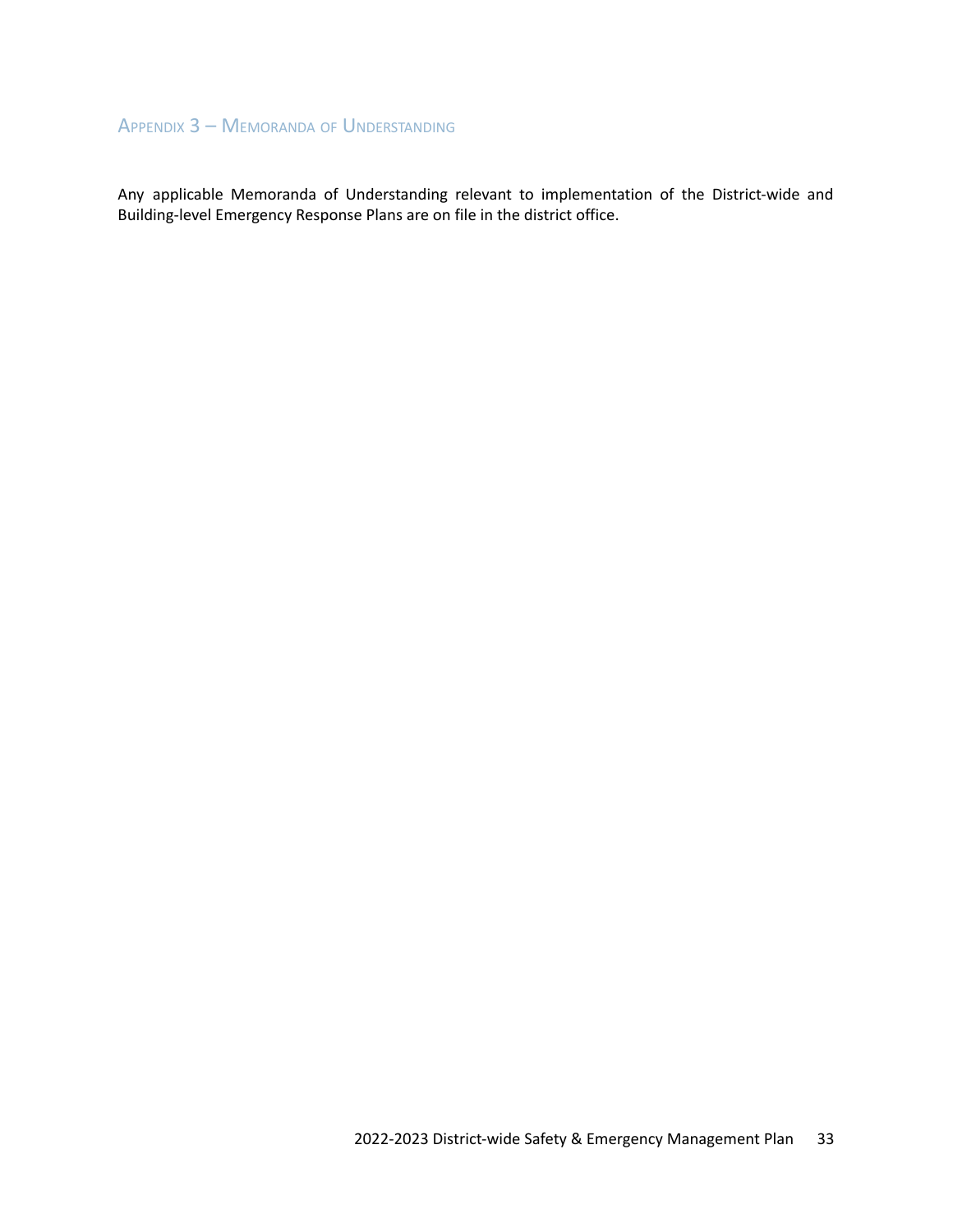## Appendix 3 – Memoranda of Understanding

Any applicable Memoranda of Understanding relevant to implementation of the District-wide and Building-level Emergency Response Plans are on file in the district office.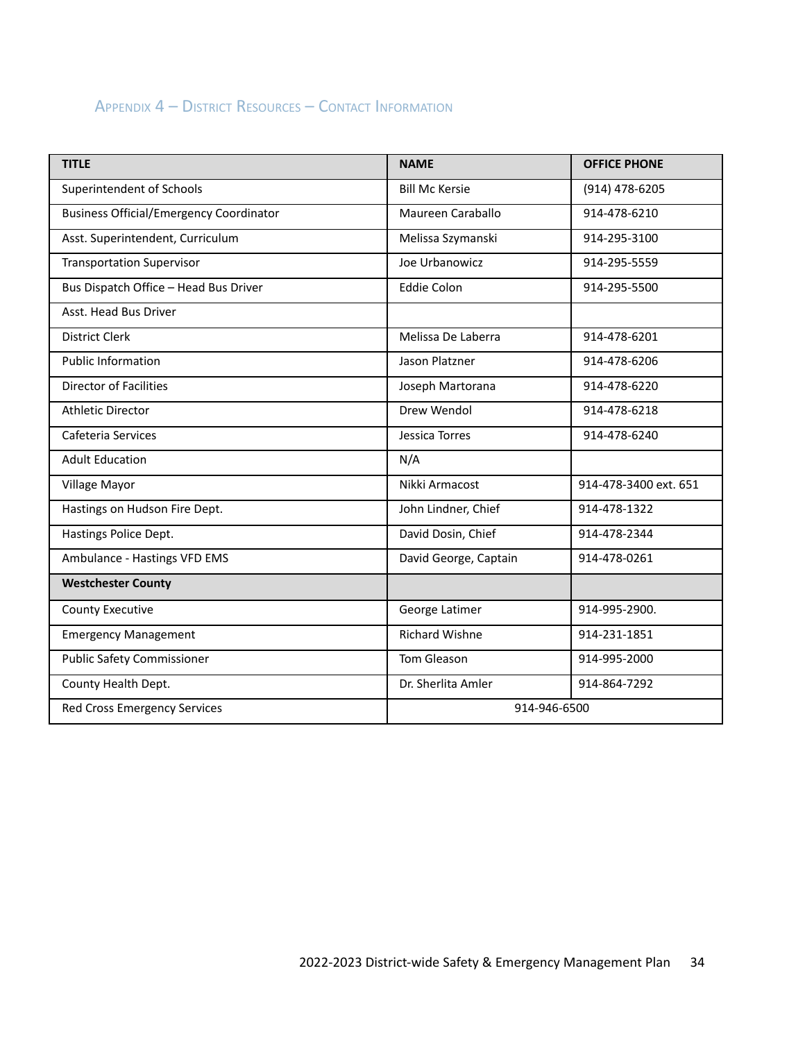## Appendix 4 – District Resources – Contact Information

| TITLE | NAME | OFFICE PHONE |
|---|---|---|
| Superintendent of Schools | Bill Mc Kersie | (914) 478-6205 |
| Business Official/Emergency Coordinator | Maureen Caraballo | 914-478-6210 |
| Asst. Superintendent, Curriculum | Melissa Szymanski | 914-295-3100 |
| Transportation Supervisor | Joe Urbanowicz | 914-295-5559 |
| Bus Dispatch Office – Head Bus Driver | Eddie Colon | 914-295-5500 |
| Asst. Head Bus Driver | | |
| District Clerk | Melissa De Laberra | 914-478-6201 |
| Public Information | Jason Platzner | 914-478-6206 |
| Director of Facilities | Joseph Martorana | 914-478-6220 |
| Athletic Director | Drew Wendol | 914-478-6218 |
| Cafeteria Services | Jessica Torres | 914-478-6240 |
| Adult Education | N/A | |
| Village Mayor | Nikki Armacost | 914-478-3400 ext. 651 |
| Hastings on Hudson Fire Dept. | John Lindner, Chief | 914-478-1322 |
| Hastings Police Dept. | David Dosin, Chief | 914-478-2344 |
| Ambulance - Hastings VFD EMS | David George, Captain | 914-478-0261 |
| **Westchester County** | | |
| County Executive | George Latimer | 914-995-2900. |
| Emergency Management | Richard Wishne | 914-231-1851 |
| Public Safety Commissioner | Tom Gleason | 914-995-2000 |
| County Health Dept. | Dr. Sherlita Amler | 914-864-7292 |
| Red Cross Emergency Services | 914-946-6500 | |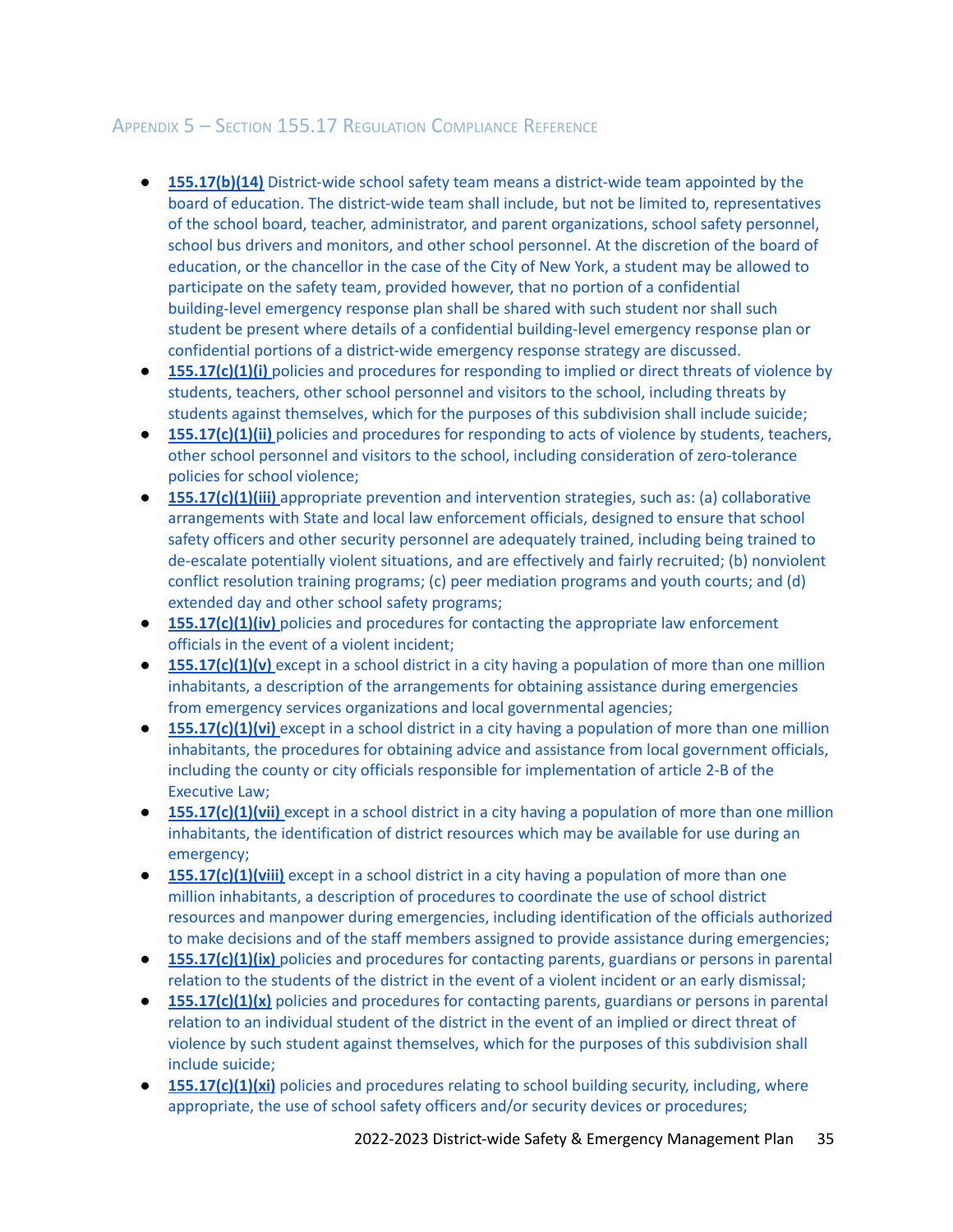## Appendix 5 – Section 155.17 Regulation Compliance Reference

- **155.17(b)(14)** District-wide school safety team means a district-wide team appointed by the board of education. The district-wide team shall include, but not be limited to, representatives of the school board, teacher, administrator, and parent organizations, school safety personnel, school bus drivers and monitors, and other school personnel. At the discretion of the board of education, or the chancellor in the case of the City of New York, a student may be allowed to participate on the safety team, provided however, that no portion of a confidential building-level emergency response plan shall be shared with such student nor shall such student be present where details of a confidential building-level emergency response plan or confidential portions of a district-wide emergency response strategy are discussed.
- **155.17(c)(1)(i)** policies and procedures for responding to implied or direct threats of violence by students, teachers, other school personnel and visitors to the school, including threats by students against themselves, which for the purposes of this subdivision shall include suicide;
- **155.17(c)(1)(ii)** policies and procedures for responding to acts of violence by students, teachers, other school personnel and visitors to the school, including consideration of zero-tolerance policies for school violence;
- **155.17(c)(1)(iii)** appropriate prevention and intervention strategies, such as: (a) collaborative arrangements with State and local law enforcement officials, designed to ensure that school safety officers and other security personnel are adequately trained, including being trained to de-escalate potentially violent situations, and are effectively and fairly recruited; (b) nonviolent conflict resolution training programs; (c) peer mediation programs and youth courts; and (d) extended day and other school safety programs;
- **155.17(c)(1)(iv)** policies and procedures for contacting the appropriate law enforcement officials in the event of a violent incident;
- **155.17(c)(1)(v)** except in a school district in a city having a population of more than one million inhabitants, a description of the arrangements for obtaining assistance during emergencies from emergency services organizations and local governmental agencies;
- **155.17(c)(1)(vi)** except in a school district in a city having a population of more than one million inhabitants, the procedures for obtaining advice and assistance from local government officials, including the county or city officials responsible for implementation of article 2-B of the Executive Law;
- **155.17(c)(1)(vii)** except in a school district in a city having a population of more than one million inhabitants, the identification of district resources which may be available for use during an emergency;
- **155.17(c)(1)(viii)** except in a school district in a city having a population of more than one million inhabitants, a description of procedures to coordinate the use of school district resources and manpower during emergencies, including identification of the officials authorized to make decisions and of the staff members assigned to provide assistance during emergencies;
- **155.17(c)(1)(ix)** policies and procedures for contacting parents, guardians or persons in parental relation to the students of the district in the event of a violent incident or an early dismissal;
- **155.17(c)(1)(x)** policies and procedures for contacting parents, guardians or persons in parental relation to an individual student of the district in the event of an implied or direct threat of violence by such student against themselves, which for the purposes of this subdivision shall include suicide;
- **155.17(c)(1)(xi)** policies and procedures relating to school building security, including, where appropriate, the use of school safety officers and/or security devices or procedures;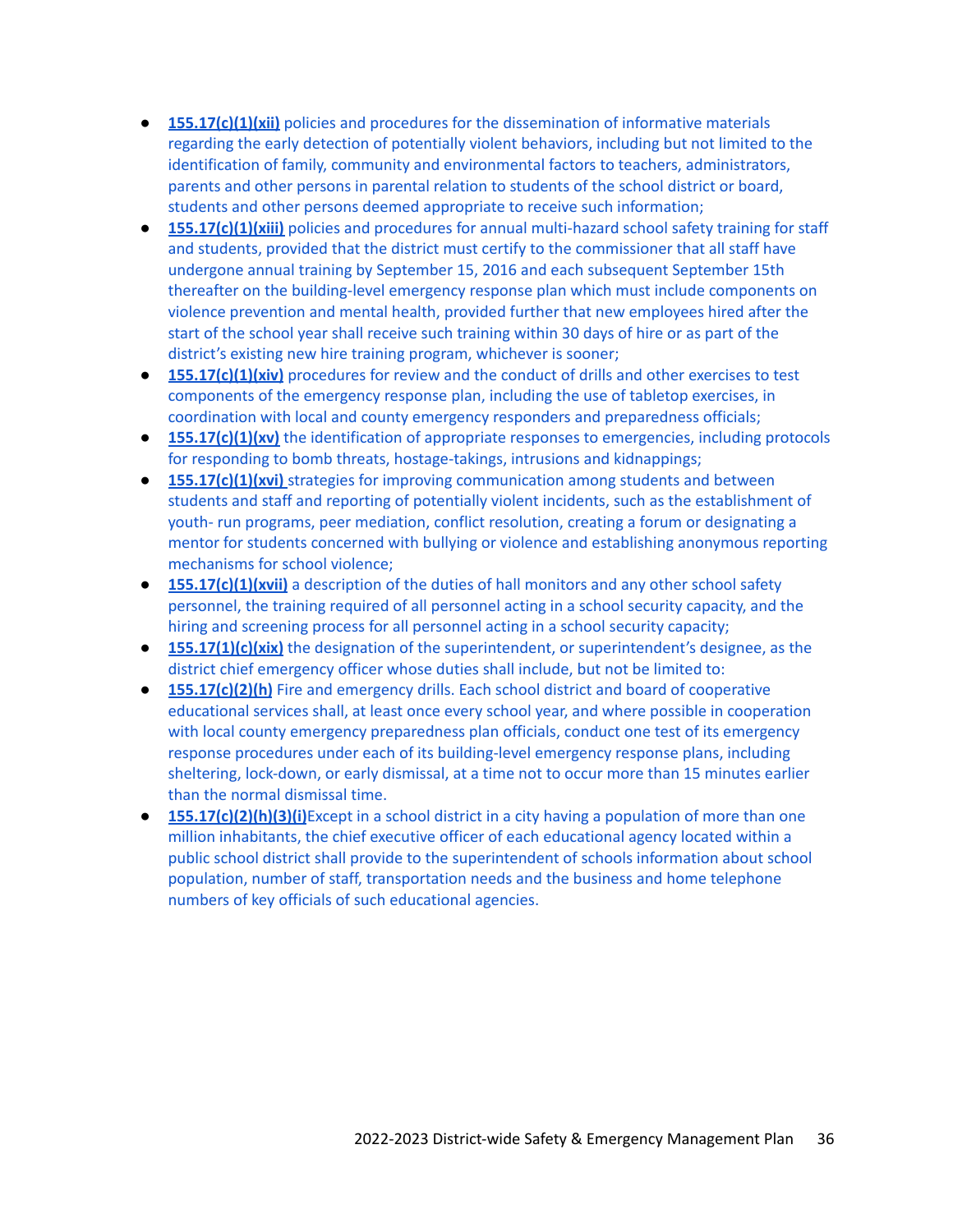- **155.17(c)(1)(xii)** policies and procedures for the dissemination of informative materials regarding the early detection of potentially violent behaviors, including but not limited to the identification of family, community and environmental factors to teachers, administrators, parents and other persons in parental relation to students of the school district or board, students and other persons deemed appropriate to receive such information;
- **155.17(c)(1)(xiii)** policies and procedures for annual multi-hazard school safety training for staff and students, provided that the district must certify to the commissioner that all staff have undergone annual training by September 15, 2016 and each subsequent September 15th thereafter on the building-level emergency response plan which must include components on violence prevention and mental health, provided further that new employees hired after the start of the school year shall receive such training within 30 days of hire or as part of the district's existing new hire training program, whichever is sooner;
- **155.17(c)(1)(xiv)** procedures for review and the conduct of drills and other exercises to test components of the emergency response plan, including the use of tabletop exercises, in coordination with local and county emergency responders and preparedness officials;
- **155.17(c)(1)(xv)** the identification of appropriate responses to emergencies, including protocols for responding to bomb threats, hostage-takings, intrusions and kidnappings;
- **155.17(c)(1)(xvi)** strategies for improving communication among students and between students and staff and reporting of potentially violent incidents, such as the establishment of youth- run programs, peer mediation, conflict resolution, creating a forum or designating a mentor for students concerned with bullying or violence and establishing anonymous reporting mechanisms for school violence;
- **155.17(c)(1)(xvii)** a description of the duties of hall monitors and any other school safety personnel, the training required of all personnel acting in a school security capacity, and the hiring and screening process for all personnel acting in a school security capacity;
- **155.17(1)(c)(xix)** the designation of the superintendent, or superintendent's designee, as the district chief emergency officer whose duties shall include, but not be limited to:
- **155.17(c)(2)(h)** Fire and emergency drills. Each school district and board of cooperative educational services shall, at least once every school year, and where possible in cooperation with local county emergency preparedness plan officials, conduct one test of its emergency response procedures under each of its building-level emergency response plans, including sheltering, lock-down, or early dismissal, at a time not to occur more than 15 minutes earlier than the normal dismissal time.
- **155.17(c)(2)(h)(3)(i)**Except in a school district in a city having a population of more than one million inhabitants, the chief executive officer of each educational agency located within a public school district shall provide to the superintendent of schools information about school population, number of staff, transportation needs and the business and home telephone numbers of key officials of such educational agencies.